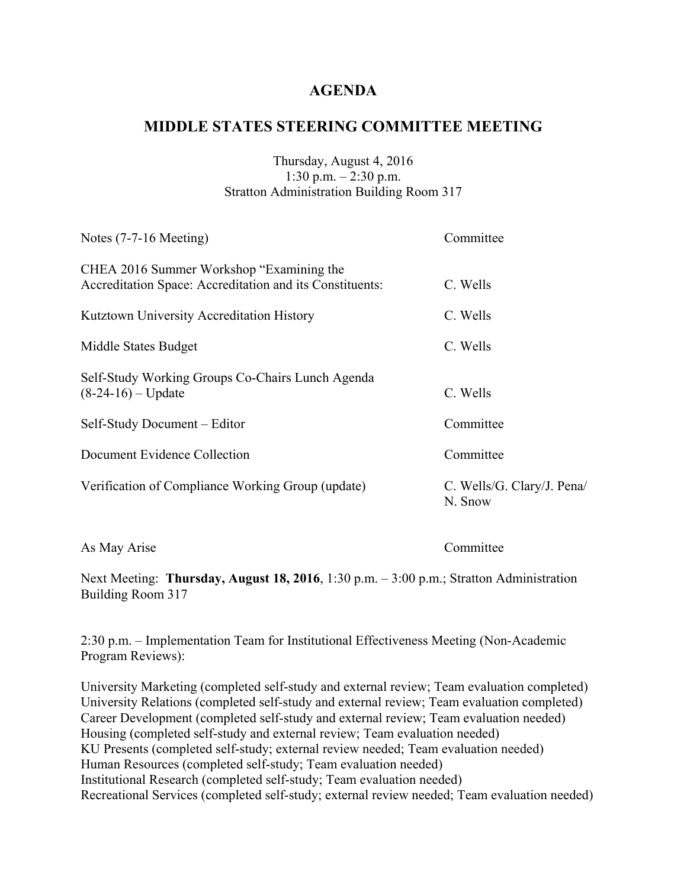# AGENDA

## MIDDLE STATES STEERING COMMITTEE MEETING

Thursday, August 4, 2016
1:30 p.m. – 2:30 p.m.
Stratton Administration Building Room 317

| | |
|---|---|
| Notes (7-7-16 Meeting) | Committee |
| CHEA 2016 Summer Workshop "Examining the Accreditation Space: Accreditation and its Constituents: | C. Wells |
| Kutztown University Accreditation History | C. Wells |
| Middle States Budget | C. Wells |
| Self-Study Working Groups Co-Chairs Lunch Agenda (8-24-16) – Update | C. Wells |
| Self-Study Document – Editor | Committee |
| Document Evidence Collection | Committee |
| Verification of Compliance Working Group (update) | C. Wells/G. Clary/J. Pena/ N. Snow |
| As May Arise | Committee |

Next Meeting: **Thursday, August 18, 2016**, 1:30 p.m. – 3:00 p.m.; Stratton Administration Building Room 317

2:30 p.m. – Implementation Team for Institutional Effectiveness Meeting (Non-Academic Program Reviews):

University Marketing (completed self-study and external review; Team evaluation completed)
University Relations (completed self-study and external review; Team evaluation completed)
Career Development (completed self-study and external review; Team evaluation needed)
Housing (completed self-study and external review; Team evaluation needed)
KU Presents (completed self-study; external review needed; Team evaluation needed)
Human Resources (completed self-study; Team evaluation needed)
Institutional Research (completed self-study; Team evaluation needed)
Recreational Services (completed self-study; external review needed; Team evaluation needed)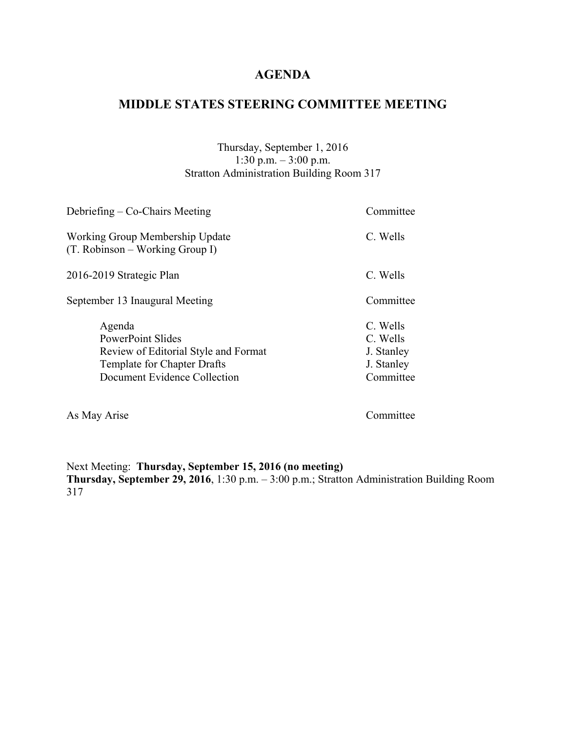# AGENDA

## MIDDLE STATES STEERING COMMITTEE MEETING

Thursday, September 1, 2016
1:30 p.m. – 3:00 p.m.
Stratton Administration Building Room 317

| | |
|---|---|
| Debriefing – Co-Chairs Meeting | Committee |
| Working Group Membership Update (T. Robinson – Working Group I) | C. Wells |
| 2016-2019 Strategic Plan | C. Wells |
| September 13 Inaugural Meeting | Committee |
| Agenda | C. Wells |
| PowerPoint Slides | C. Wells |
| Review of Editorial Style and Format | J. Stanley |
| Template for Chapter Drafts | J. Stanley |
| Document Evidence Collection | Committee |
| As May Arise | Committee |

Next Meeting: **Thursday, September 15, 2016 (no meeting)**
**Thursday, September 29, 2016**, 1:30 p.m. – 3:00 p.m.; Stratton Administration Building Room 317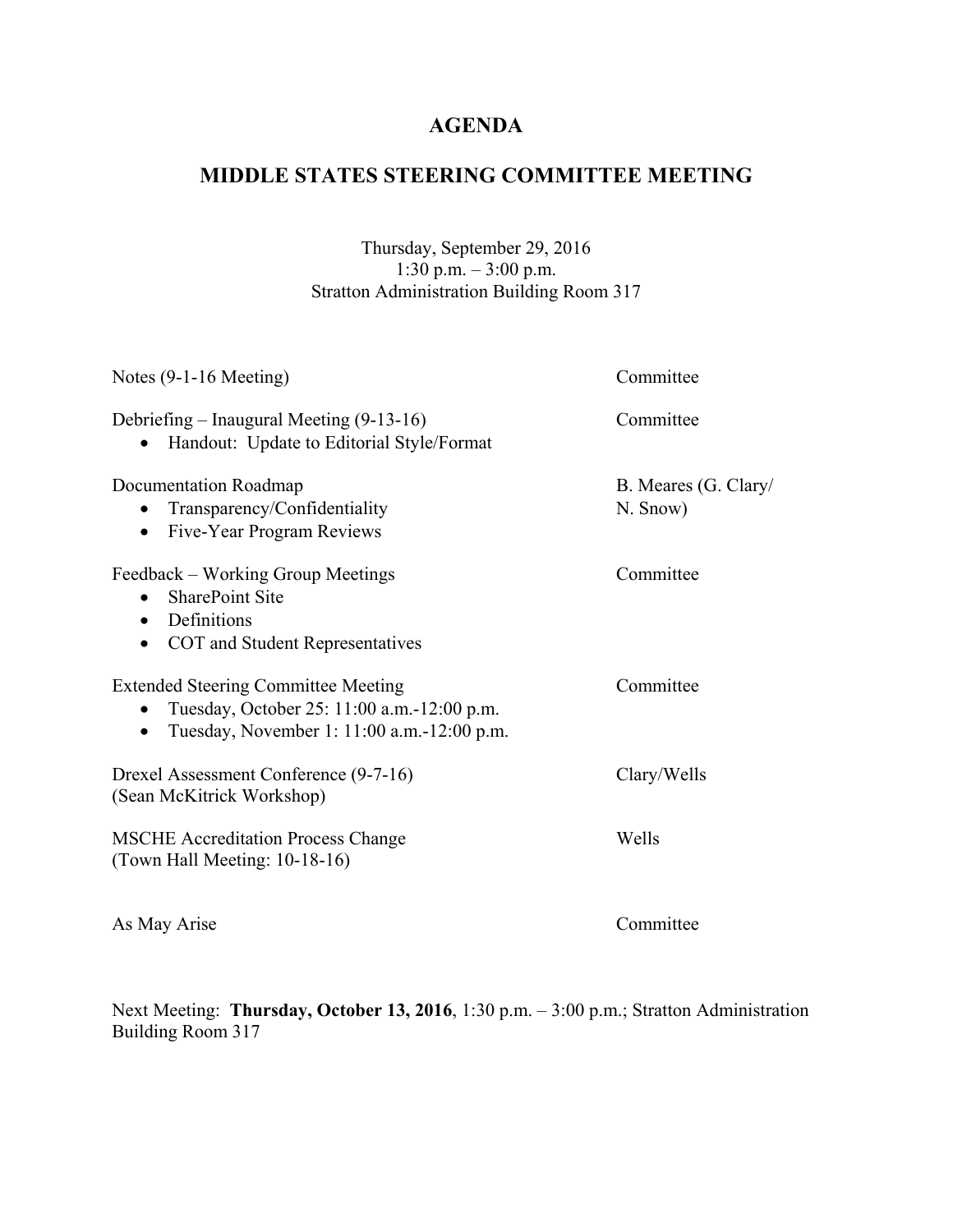# AGENDA

# MIDDLE STATES STEERING COMMITTEE MEETING

Thursday, September 29, 2016
1:30 p.m. – 3:00 p.m.
Stratton Administration Building Room 317

| | |
|---|---|
| Notes (9-1-16 Meeting) | Committee |
| Debriefing – Inaugural Meeting (9-13-16)<br>• Handout: Update to Editorial Style/Format | Committee |
| Documentation Roadmap<br>• Transparency/Confidentiality<br>• Five-Year Program Reviews | B. Meares (G. Clary/ N. Snow) |
| Feedback – Working Group Meetings<br>• SharePoint Site<br>• Definitions<br>• COT and Student Representatives | Committee |
| Extended Steering Committee Meeting<br>• Tuesday, October 25: 11:00 a.m.-12:00 p.m.<br>• Tuesday, November 1: 11:00 a.m.-12:00 p.m. | Committee |
| Drexel Assessment Conference (9-7-16)<br>(Sean McKitrick Workshop) | Clary/Wells |
| MSCHE Accreditation Process Change<br>(Town Hall Meeting: 10-18-16) | Wells |
| As May Arise | Committee |

Next Meeting: **Thursday, October 13, 2016**, 1:30 p.m. – 3:00 p.m.; Stratton Administration Building Room 317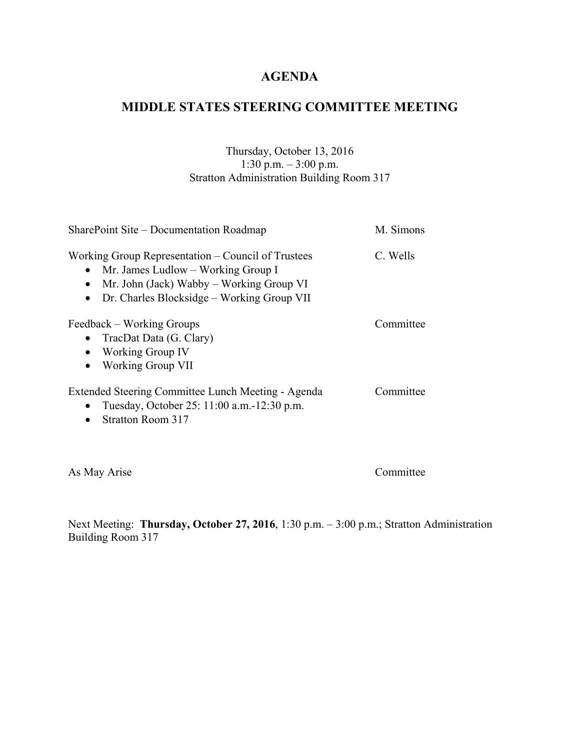# AGENDA

## MIDDLE STATES STEERING COMMITTEE MEETING

Thursday, October 13, 2016
1:30 p.m. – 3:00 p.m.
Stratton Administration Building Room 317

SharePoint Site – Documentation Roadmap — M. Simons

Working Group Representation – Council of Trustees — C. Wells

- Mr. James Ludlow – Working Group I
- Mr. John (Jack) Wabby – Working Group VI
- Dr. Charles Blocksidge – Working Group VII

Feedback – Working Groups — Committee

- TracDat Data (G. Clary)
- Working Group IV
- Working Group VII

Extended Steering Committee Lunch Meeting - Agenda — Committee

- Tuesday, October 25: 11:00 a.m.-12:30 p.m.
- Stratton Room 317

As May Arise — Committee

Next Meeting: **Thursday, October 27, 2016**, 1:30 p.m. – 3:00 p.m.; Stratton Administration Building Room 317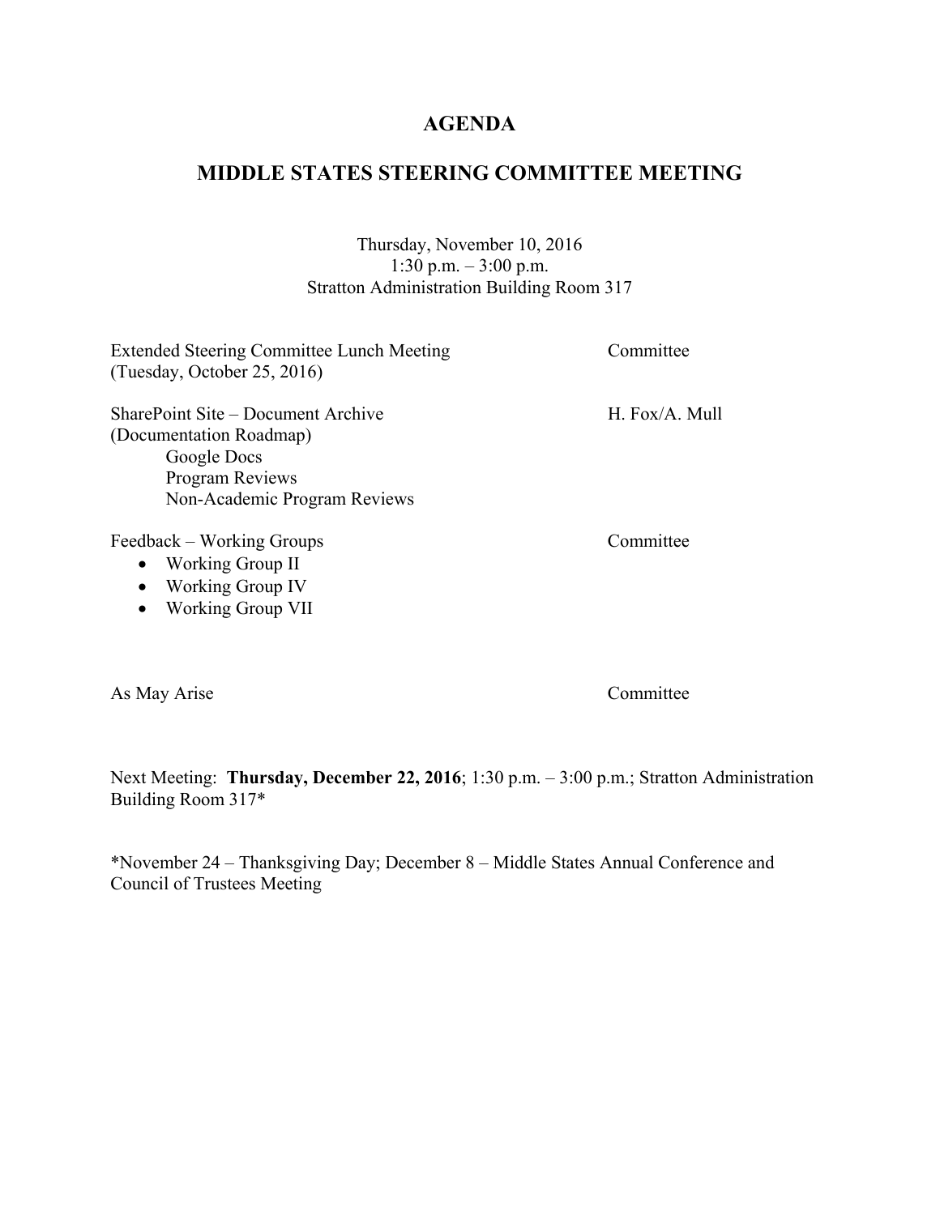# AGENDA

## MIDDLE STATES STEERING COMMITTEE MEETING

Thursday, November 10, 2016
1:30 p.m. – 3:00 p.m.
Stratton Administration Building Room 317

| | |
|---|---|
| Extended Steering Committee Lunch Meeting (Tuesday, October 25, 2016) | Committee |
| SharePoint Site – Document Archive (Documentation Roadmap)<br>Google Docs<br>Program Reviews<br>Non-Academic Program Reviews | H. Fox/A. Mull |
| Feedback – Working Groups<br>• Working Group II<br>• Working Group IV<br>• Working Group VII | Committee |
| As May Arise | Committee |

Next Meeting: **Thursday, December 22, 2016**; 1:30 p.m. – 3:00 p.m.; Stratton Administration Building Room 317*

*November 24 – Thanksgiving Day; December 8 – Middle States Annual Conference and Council of Trustees Meeting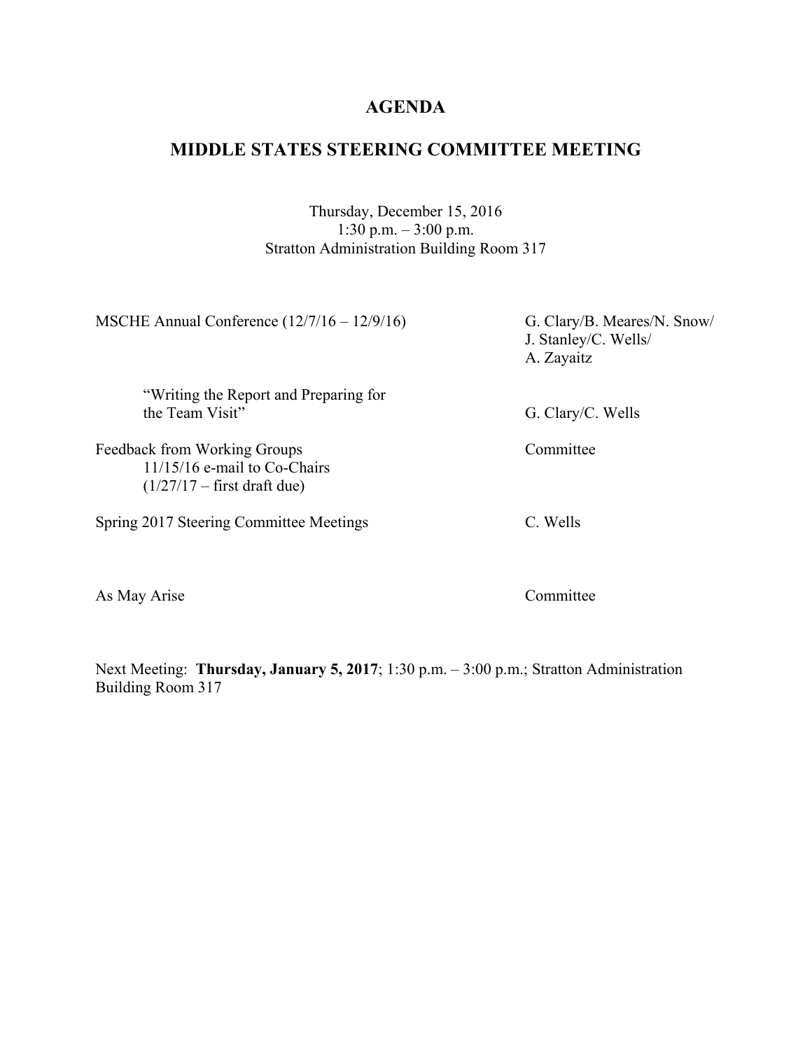# AGENDA

## MIDDLE STATES STEERING COMMITTEE MEETING

Thursday, December 15, 2016
1:30 p.m. – 3:00 p.m.
Stratton Administration Building Room 317

| | |
|---|---|
| MSCHE Annual Conference (12/7/16 – 12/9/16) | G. Clary/B. Meares/N. Snow/ J. Stanley/C. Wells/ A. Zayaitz |
| “Writing the Report and Preparing for the Team Visit” | G. Clary/C. Wells |
| Feedback from Working Groups<br>11/15/16 e-mail to Co-Chairs<br>(1/27/17 – first draft due) | Committee |
| Spring 2017 Steering Committee Meetings | C. Wells |
| As May Arise | Committee |

Next Meeting: **Thursday, January 5, 2017**; 1:30 p.m. – 3:00 p.m.; Stratton Administration Building Room 317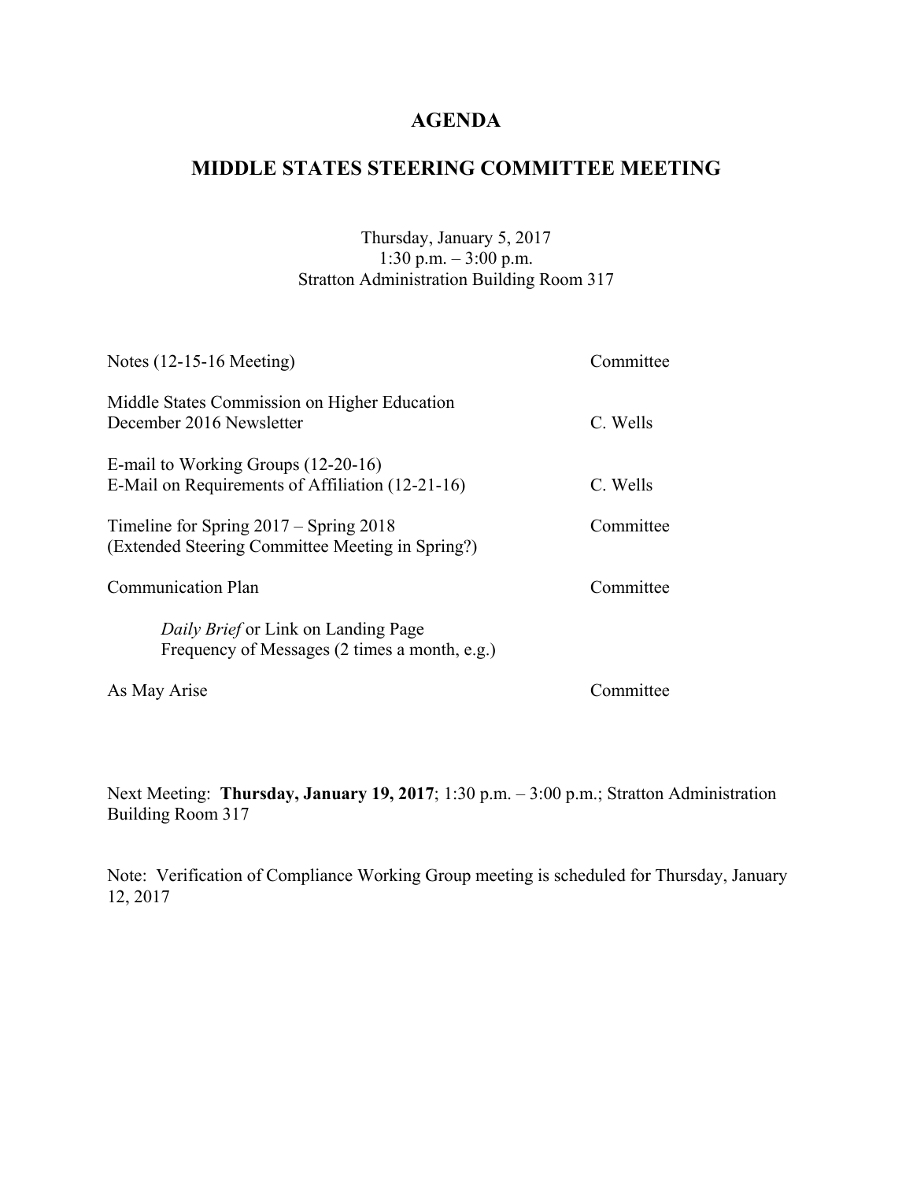# AGENDA

# MIDDLE STATES STEERING COMMITTEE MEETING

Thursday, January 5, 2017
1:30 p.m. – 3:00 p.m.
Stratton Administration Building Room 317

| | |
|---|---|
| Notes (12-15-16 Meeting) | Committee |
| Middle States Commission on Higher Education December 2016 Newsletter | C. Wells |
| E-mail to Working Groups (12-20-16) E-Mail on Requirements of Affiliation (12-21-16) | C. Wells |
| Timeline for Spring 2017 – Spring 2018 (Extended Steering Committee Meeting in Spring?) | Committee |
| Communication Plan | Committee |
| *Daily Brief* or Link on Landing Page Frequency of Messages (2 times a month, e.g.) | |
| As May Arise | Committee |

Next Meeting: **Thursday, January 19, 2017**; 1:30 p.m. – 3:00 p.m.; Stratton Administration Building Room 317

Note: Verification of Compliance Working Group meeting is scheduled for Thursday, January 12, 2017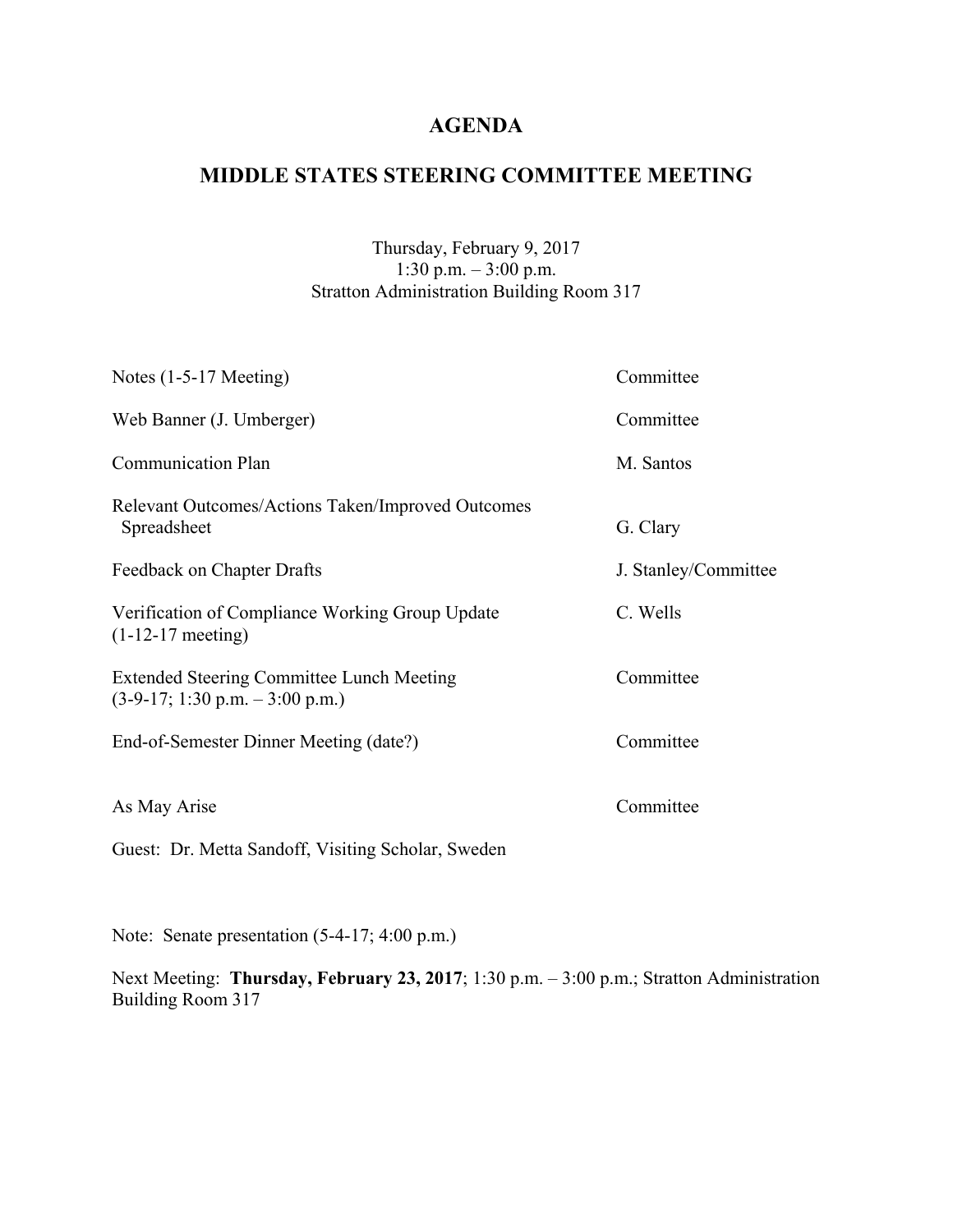# AGENDA

## MIDDLE STATES STEERING COMMITTEE MEETING

Thursday, February 9, 2017
1:30 p.m. – 3:00 p.m.
Stratton Administration Building Room 317

| | |
|---|---|
| Notes (1-5-17 Meeting) | Committee |
| Web Banner (J. Umberger) | Committee |
| Communication Plan | M. Santos |
| Relevant Outcomes/Actions Taken/Improved Outcomes Spreadsheet | G. Clary |
| Feedback on Chapter Drafts | J. Stanley/Committee |
| Verification of Compliance Working Group Update (1-12-17 meeting) | C. Wells |
| Extended Steering Committee Lunch Meeting (3-9-17; 1:30 p.m. – 3:00 p.m.) | Committee |
| End-of-Semester Dinner Meeting (date?) | Committee |
| As May Arise | Committee |

Guest: Dr. Metta Sandoff, Visiting Scholar, Sweden

Note: Senate presentation (5-4-17; 4:00 p.m.)

Next Meeting: **Thursday, February 23, 2017**; 1:30 p.m. – 3:00 p.m.; Stratton Administration Building Room 317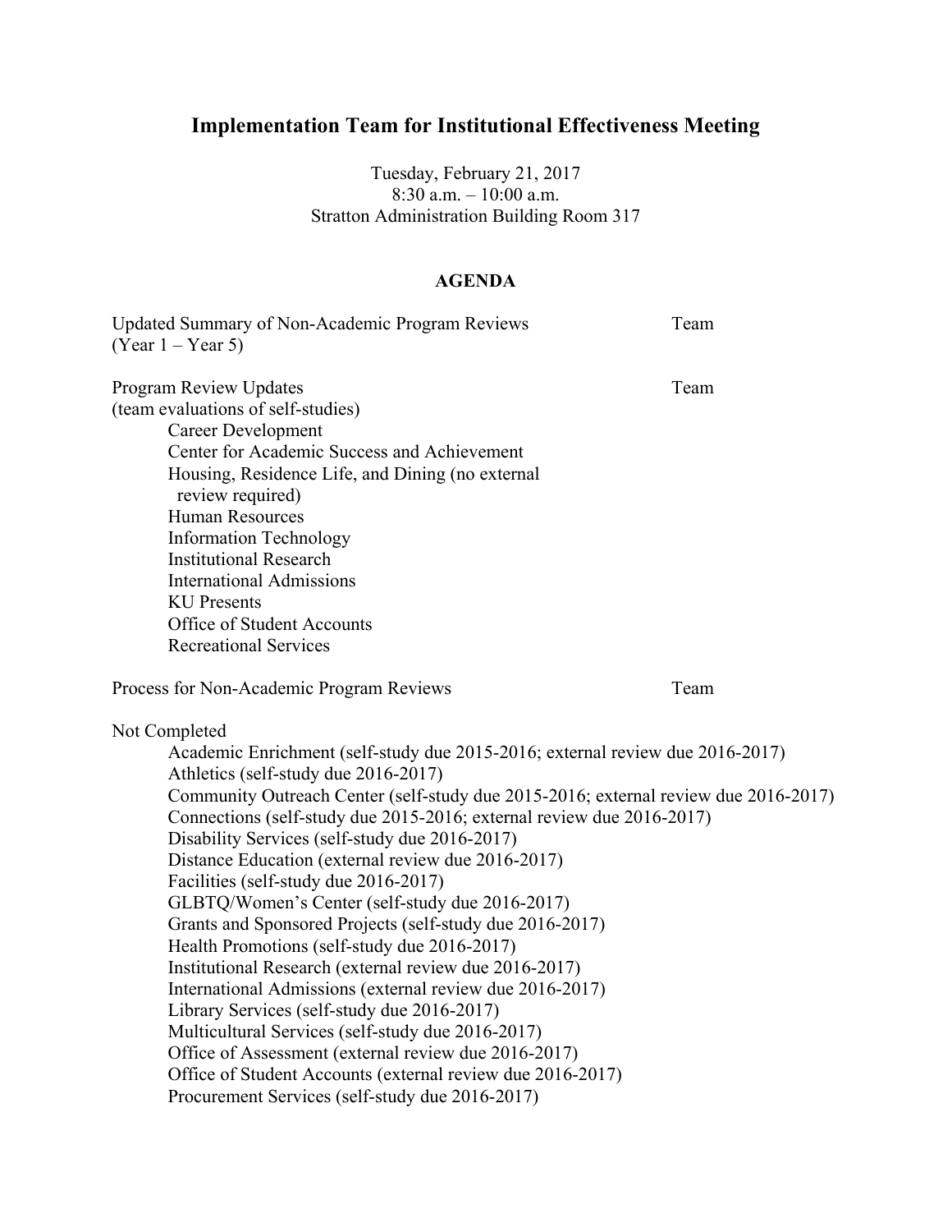# Implementation Team for Institutional Effectiveness Meeting

Tuesday, February 21, 2017
8:30 a.m. – 10:00 a.m.
Stratton Administration Building Room 317

## AGENDA

Updated Summary of Non-Academic Program Reviews (Year 1 – Year 5) — Team

Program Review Updates (team evaluations of self-studies) — Team

- Career Development
- Center for Academic Success and Achievement
- Housing, Residence Life, and Dining (no external review required)
- Human Resources
- Information Technology
- Institutional Research
- International Admissions
- KU Presents
- Office of Student Accounts
- Recreational Services

Process for Non-Academic Program Reviews — Team

Not Completed

- Academic Enrichment (self-study due 2015-2016; external review due 2016-2017)
- Athletics (self-study due 2016-2017)
- Community Outreach Center (self-study due 2015-2016; external review due 2016-2017)
- Connections (self-study due 2015-2016; external review due 2016-2017)
- Disability Services (self-study due 2016-2017)
- Distance Education (external review due 2016-2017)
- Facilities (self-study due 2016-2017)
- GLBTQ/Women's Center (self-study due 2016-2017)
- Grants and Sponsored Projects (self-study due 2016-2017)
- Health Promotions (self-study due 2016-2017)
- Institutional Research (external review due 2016-2017)
- International Admissions (external review due 2016-2017)
- Library Services (self-study due 2016-2017)
- Multicultural Services (self-study due 2016-2017)
- Office of Assessment (external review due 2016-2017)
- Office of Student Accounts (external review due 2016-2017)
- Procurement Services (self-study due 2016-2017)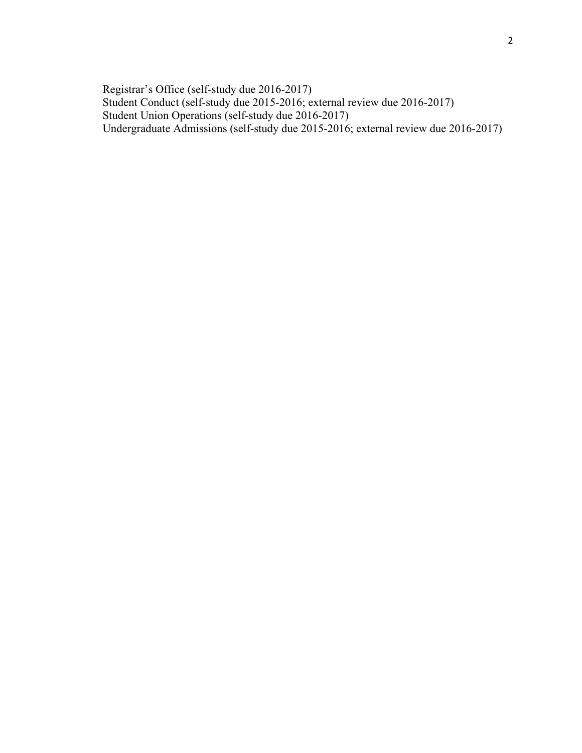Registrar's Office (self-study due 2016-2017)
Student Conduct (self-study due 2015-2016; external review due 2016-2017)
Student Union Operations (self-study due 2016-2017)
Undergraduate Admissions (self-study due 2015-2016; external review due 2016-2017)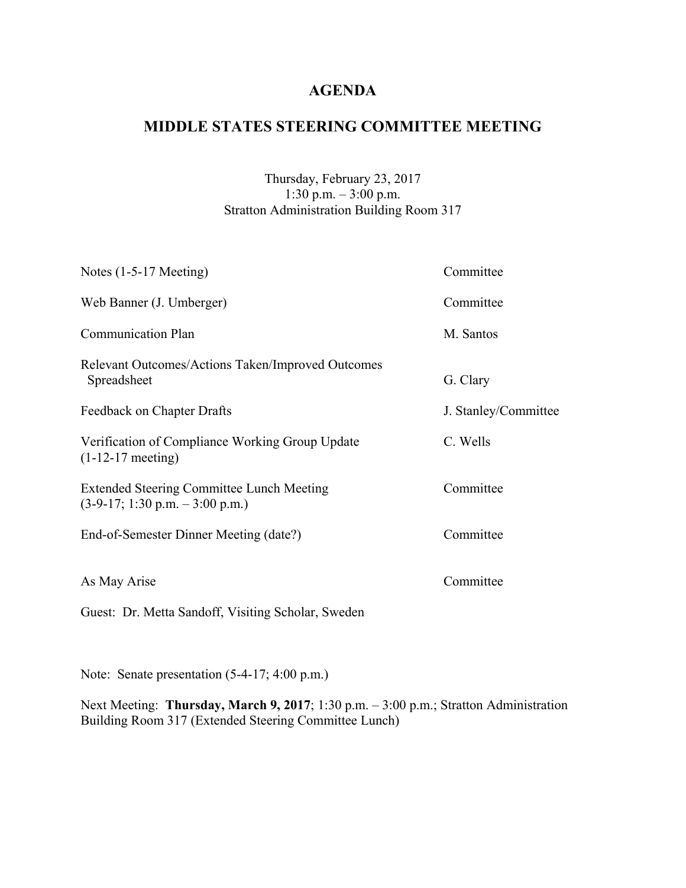# AGENDA

## MIDDLE STATES STEERING COMMITTEE MEETING

Thursday, February 23, 2017
1:30 p.m. – 3:00 p.m.
Stratton Administration Building Room 317

| | |
|---|---|
| Notes (1-5-17 Meeting) | Committee |
| Web Banner (J. Umberger) | Committee |
| Communication Plan | M. Santos |
| Relevant Outcomes/Actions Taken/Improved Outcomes Spreadsheet | G. Clary |
| Feedback on Chapter Drafts | J. Stanley/Committee |
| Verification of Compliance Working Group Update (1-12-17 meeting) | C. Wells |
| Extended Steering Committee Lunch Meeting (3-9-17; 1:30 p.m. – 3:00 p.m.) | Committee |
| End-of-Semester Dinner Meeting (date?) | Committee |
| As May Arise | Committee |

Guest: Dr. Metta Sandoff, Visiting Scholar, Sweden

Note: Senate presentation (5-4-17; 4:00 p.m.)

Next Meeting: **Thursday, March 9, 2017**; 1:30 p.m. – 3:00 p.m.; Stratton Administration Building Room 317 (Extended Steering Committee Lunch)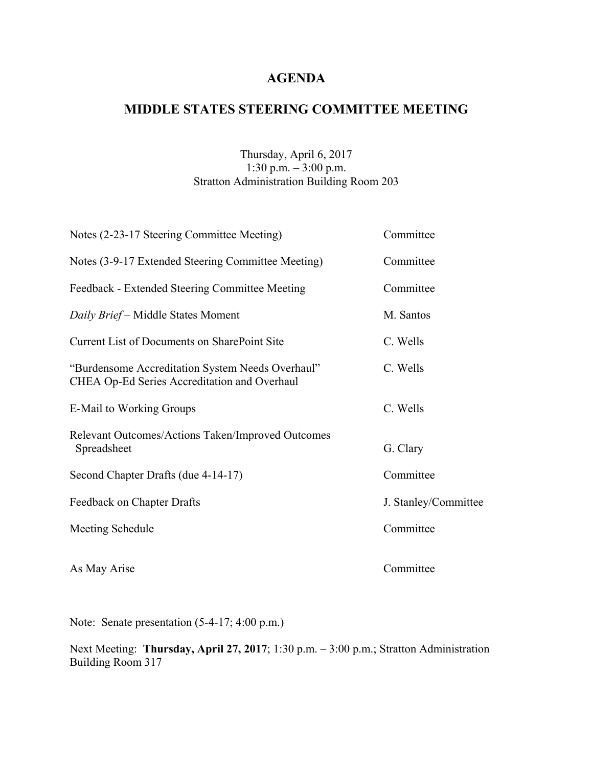# AGENDA

## MIDDLE STATES STEERING COMMITTEE MEETING

Thursday, April 6, 2017
1:30 p.m. – 3:00 p.m.
Stratton Administration Building Room 203

| | |
|---|---|
| Notes (2-23-17 Steering Committee Meeting) | Committee |
| Notes (3-9-17 Extended Steering Committee Meeting) | Committee |
| Feedback - Extended Steering Committee Meeting | Committee |
| *Daily Brief* – Middle States Moment | M. Santos |
| Current List of Documents on SharePoint Site | C. Wells |
| "Burdensome Accreditation System Needs Overhaul" CHEA Op-Ed Series Accreditation and Overhaul | C. Wells |
| E-Mail to Working Groups | C. Wells |
| Relevant Outcomes/Actions Taken/Improved Outcomes Spreadsheet | G. Clary |
| Second Chapter Drafts (due 4-14-17) | Committee |
| Feedback on Chapter Drafts | J. Stanley/Committee |
| Meeting Schedule | Committee |
| As May Arise | Committee |

Note: Senate presentation (5-4-17; 4:00 p.m.)

Next Meeting: **Thursday, April 27, 2017**; 1:30 p.m. – 3:00 p.m.; Stratton Administration Building Room 317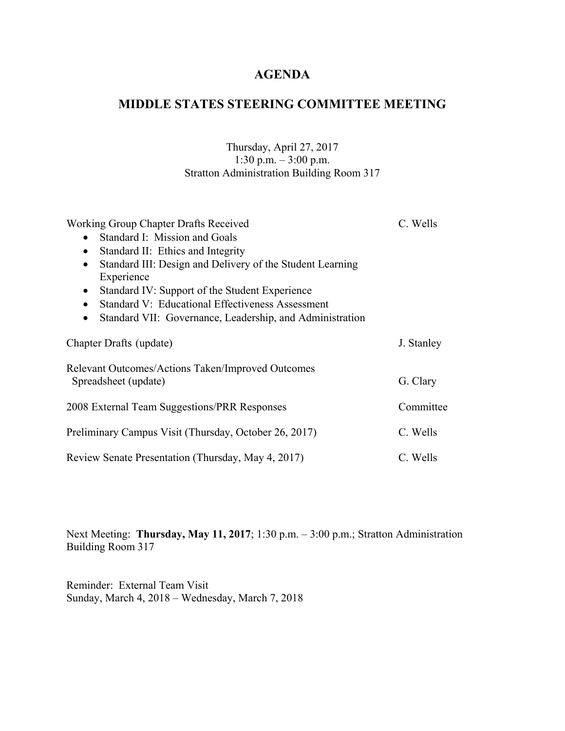# AGENDA

# MIDDLE STATES STEERING COMMITTEE MEETING

Thursday, April 27, 2017
1:30 p.m. – 3:00 p.m.
Stratton Administration Building Room 317

| | |
|---|---|
| Working Group Chapter Drafts Received<br>• Standard I: Mission and Goals<br>• Standard II: Ethics and Integrity<br>• Standard III: Design and Delivery of the Student Learning Experience<br>• Standard IV: Support of the Student Experience<br>• Standard V: Educational Effectiveness Assessment<br>• Standard VII: Governance, Leadership, and Administration | C. Wells |
| Chapter Drafts (update) | J. Stanley |
| Relevant Outcomes/Actions Taken/Improved Outcomes Spreadsheet (update) | G. Clary |
| 2008 External Team Suggestions/PRR Responses | Committee |
| Preliminary Campus Visit (Thursday, October 26, 2017) | C. Wells |
| Review Senate Presentation (Thursday, May 4, 2017) | C. Wells |

Next Meeting: **Thursday, May 11, 2017**; 1:30 p.m. – 3:00 p.m.; Stratton Administration Building Room 317

Reminder: External Team Visit
Sunday, March 4, 2018 – Wednesday, March 7, 2018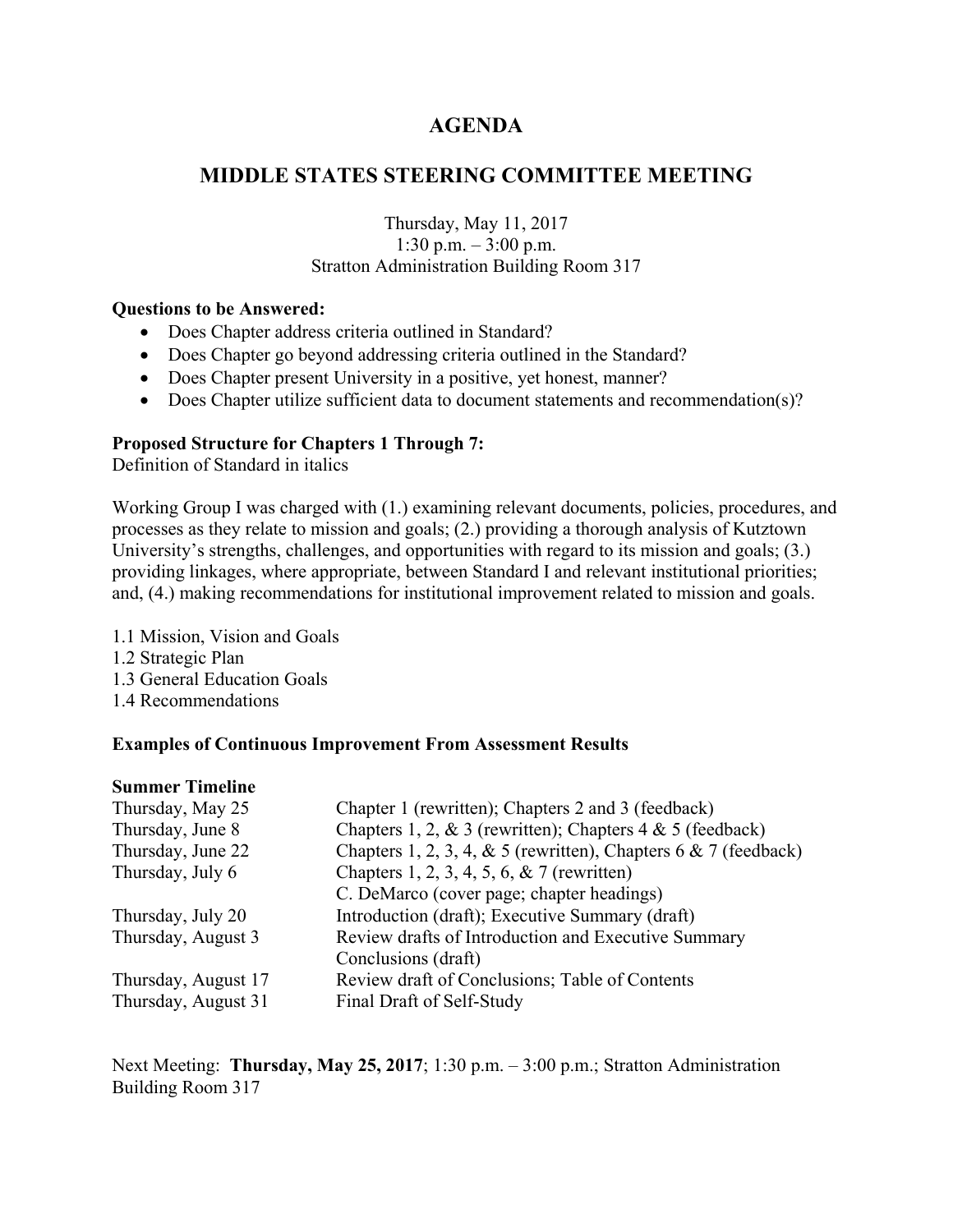# AGENDA

## MIDDLE STATES STEERING COMMITTEE MEETING

Thursday, May 11, 2017
1:30 p.m. – 3:00 p.m.
Stratton Administration Building Room 317

**Questions to be Answered:**

- Does Chapter address criteria outlined in Standard?
- Does Chapter go beyond addressing criteria outlined in the Standard?
- Does Chapter present University in a positive, yet honest, manner?
- Does Chapter utilize sufficient data to document statements and recommendation(s)?

**Proposed Structure for Chapters 1 Through 7:**
Definition of Standard in italics

Working Group I was charged with (1.) examining relevant documents, policies, procedures, and processes as they relate to mission and goals; (2.) providing a thorough analysis of Kutztown University's strengths, challenges, and opportunities with regard to its mission and goals; (3.) providing linkages, where appropriate, between Standard I and relevant institutional priorities; and, (4.) making recommendations for institutional improvement related to mission and goals.

1.1 Mission, Vision and Goals
1.2 Strategic Plan
1.3 General Education Goals
1.4 Recommendations

**Examples of Continuous Improvement From Assessment Results**

**Summer Timeline**

| | |
|---|---|
| Thursday, May 25 | Chapter 1 (rewritten); Chapters 2 and 3 (feedback) |
| Thursday, June 8 | Chapters 1, 2, & 3 (rewritten); Chapters 4 & 5 (feedback) |
| Thursday, June 22 | Chapters 1, 2, 3, 4, & 5 (rewritten), Chapters 6 & 7 (feedback) |
| Thursday, July 6 | Chapters 1, 2, 3, 4, 5, 6, & 7 (rewritten)<br>C. DeMarco (cover page; chapter headings) |
| Thursday, July 20 | Introduction (draft); Executive Summary (draft) |
| Thursday, August 3 | Review drafts of Introduction and Executive Summary<br>Conclusions (draft) |
| Thursday, August 17 | Review draft of Conclusions; Table of Contents |
| Thursday, August 31 | Final Draft of Self-Study |

Next Meeting: **Thursday, May 25, 2017**; 1:30 p.m. – 3:00 p.m.; Stratton Administration Building Room 317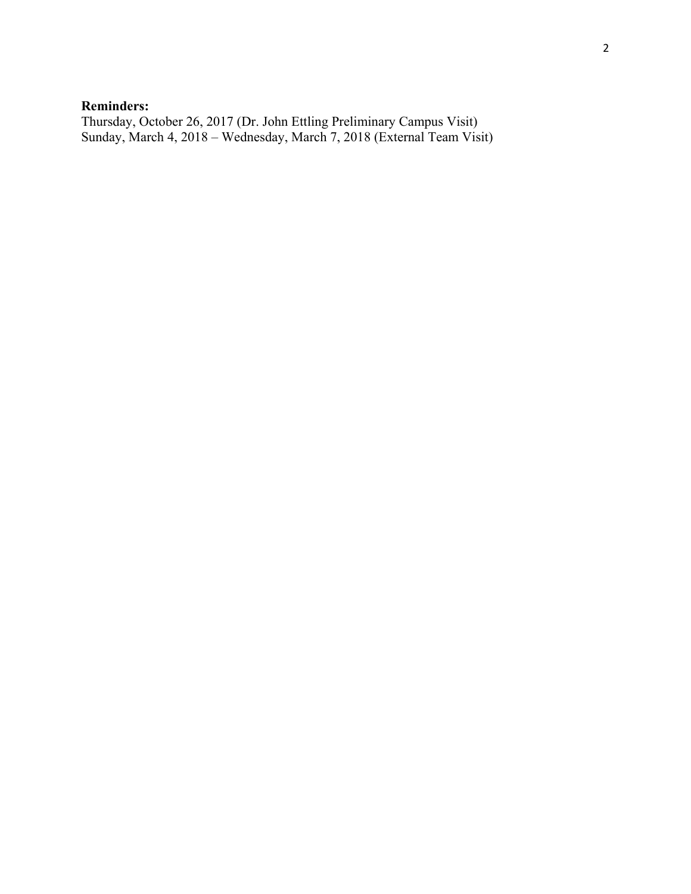**Reminders:**
Thursday, October 26, 2017 (Dr. John Ettling Preliminary Campus Visit)
Sunday, March 4, 2018 – Wednesday, March 7, 2018 (External Team Visit)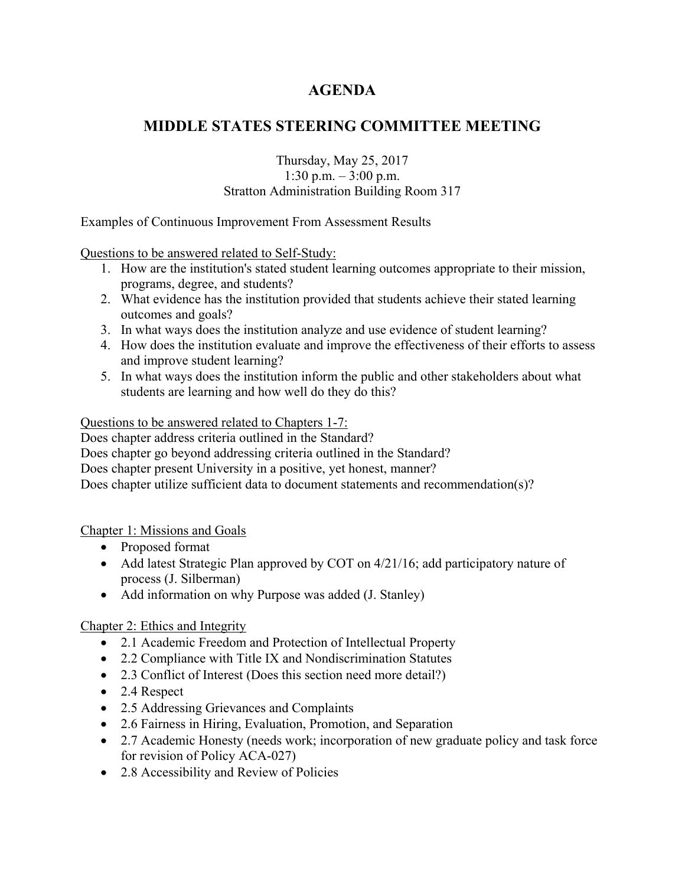# AGENDA

## MIDDLE STATES STEERING COMMITTEE MEETING

Thursday, May 25, 2017
1:30 p.m. – 3:00 p.m.
Stratton Administration Building Room 317

Examples of Continuous Improvement From Assessment Results

Questions to be answered related to Self-Study:

1. How are the institution's stated student learning outcomes appropriate to their mission, programs, degree, and students?
2. What evidence has the institution provided that students achieve their stated learning outcomes and goals?
3. In what ways does the institution analyze and use evidence of student learning?
4. How does the institution evaluate and improve the effectiveness of their efforts to assess and improve student learning?
5. In what ways does the institution inform the public and other stakeholders about what students are learning and how well do they do this?

Questions to be answered related to Chapters 1-7:
Does chapter address criteria outlined in the Standard?
Does chapter go beyond addressing criteria outlined in the Standard?
Does chapter present University in a positive, yet honest, manner?
Does chapter utilize sufficient data to document statements and recommendation(s)?

Chapter 1: Missions and Goals

- Proposed format
- Add latest Strategic Plan approved by COT on 4/21/16; add participatory nature of process (J. Silberman)
- Add information on why Purpose was added (J. Stanley)

Chapter 2: Ethics and Integrity

- 2.1 Academic Freedom and Protection of Intellectual Property
- 2.2 Compliance with Title IX and Nondiscrimination Statutes
- 2.3 Conflict of Interest (Does this section need more detail?)
- 2.4 Respect
- 2.5 Addressing Grievances and Complaints
- 2.6 Fairness in Hiring, Evaluation, Promotion, and Separation
- 2.7 Academic Honesty (needs work; incorporation of new graduate policy and task force for revision of Policy ACA-027)
- 2.8 Accessibility and Review of Policies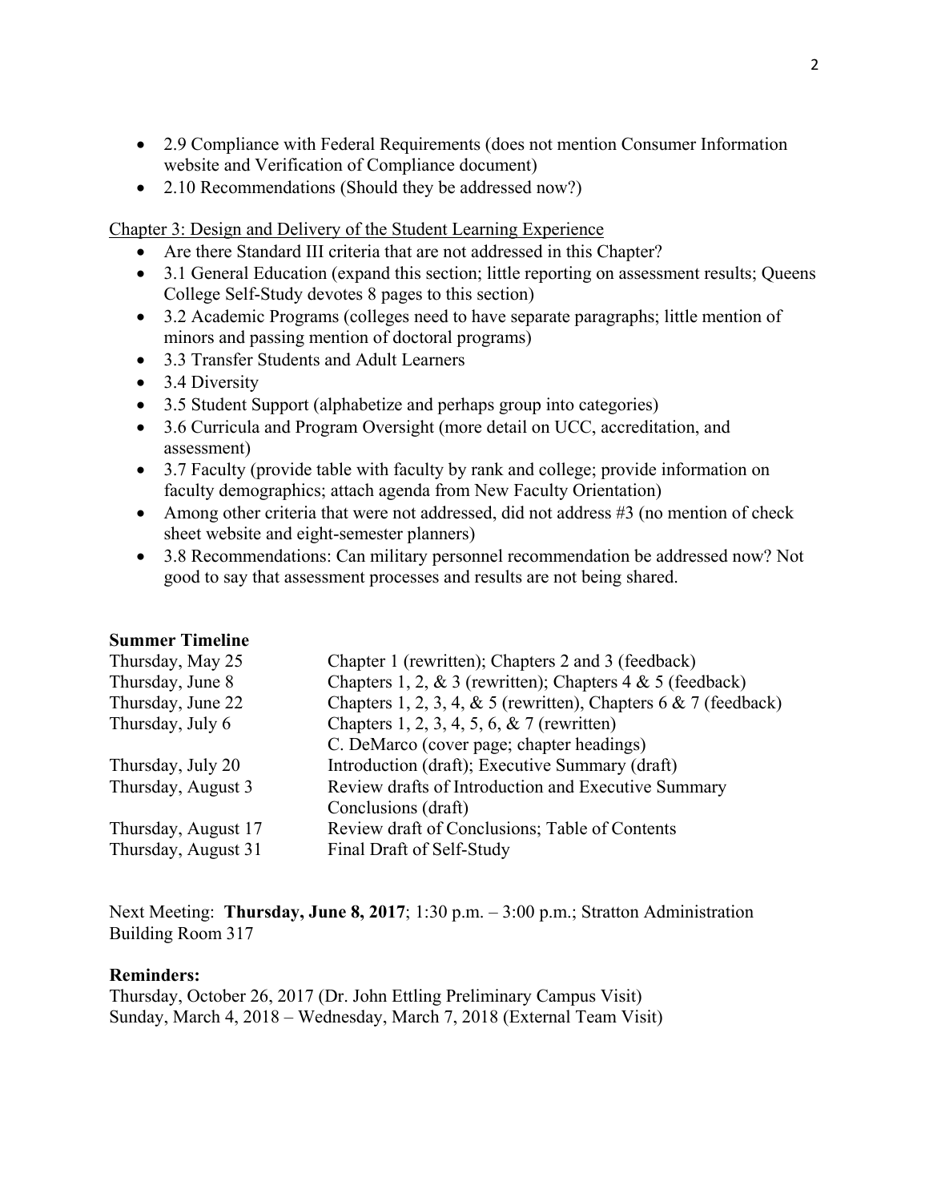- 2.9 Compliance with Federal Requirements (does not mention Consumer Information website and Verification of Compliance document)
- 2.10 Recommendations (Should they be addressed now?)

<u>Chapter 3: Design and Delivery of the Student Learning Experience</u>

- Are there Standard III criteria that are not addressed in this Chapter?
- 3.1 General Education (expand this section; little reporting on assessment results; Queens College Self-Study devotes 8 pages to this section)
- 3.2 Academic Programs (colleges need to have separate paragraphs; little mention of minors and passing mention of doctoral programs)
- 3.3 Transfer Students and Adult Learners
- 3.4 Diversity
- 3.5 Student Support (alphabetize and perhaps group into categories)
- 3.6 Curricula and Program Oversight (more detail on UCC, accreditation, and assessment)
- 3.7 Faculty (provide table with faculty by rank and college; provide information on faculty demographics; attach agenda from New Faculty Orientation)
- Among other criteria that were not addressed, did not address #3 (no mention of check sheet website and eight-semester planners)
- 3.8 Recommendations: Can military personnel recommendation be addressed now? Not good to say that assessment processes and results are not being shared.

**Summer Timeline**

| | |
|---|---|
| Thursday, May 25 | Chapter 1 (rewritten); Chapters 2 and 3 (feedback) |
| Thursday, June 8 | Chapters 1, 2, & 3 (rewritten); Chapters 4 & 5 (feedback) |
| Thursday, June 22 | Chapters 1, 2, 3, 4, & 5 (rewritten), Chapters 6 & 7 (feedback) |
| Thursday, July 6 | Chapters 1, 2, 3, 4, 5, 6, & 7 (rewritten)<br>C. DeMarco (cover page; chapter headings) |
| Thursday, July 20 | Introduction (draft); Executive Summary (draft) |
| Thursday, August 3 | Review drafts of Introduction and Executive Summary<br>Conclusions (draft) |
| Thursday, August 17 | Review draft of Conclusions; Table of Contents |
| Thursday, August 31 | Final Draft of Self-Study |

Next Meeting: **Thursday, June 8, 2017**; 1:30 p.m. – 3:00 p.m.; Stratton Administration Building Room 317

**Reminders:**

Thursday, October 26, 2017 (Dr. John Ettling Preliminary Campus Visit)
Sunday, March 4, 2018 – Wednesday, March 7, 2018 (External Team Visit)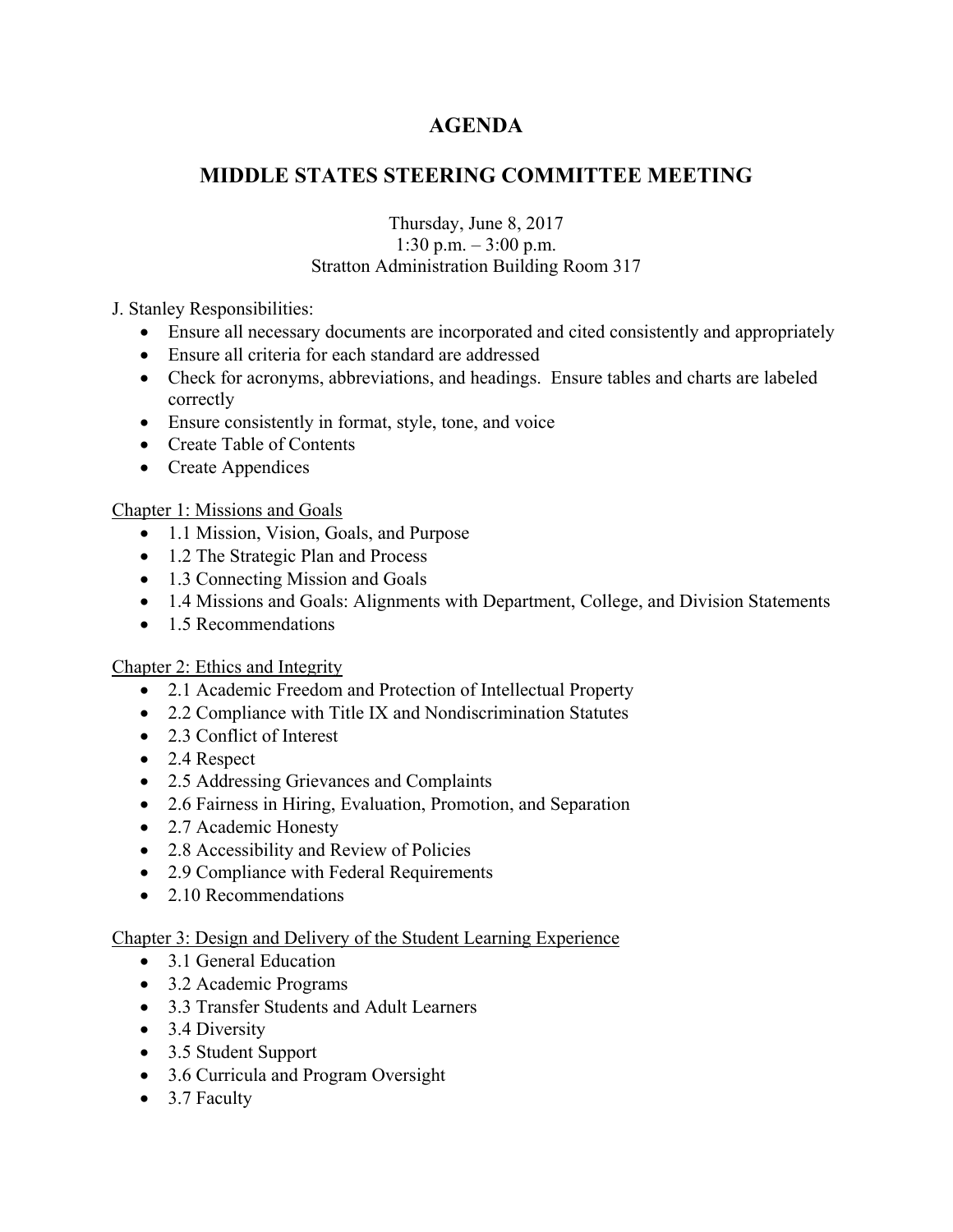# AGENDA

## MIDDLE STATES STEERING COMMITTEE MEETING

Thursday, June 8, 2017
1:30 p.m. – 3:00 p.m.
Stratton Administration Building Room 317

J. Stanley Responsibilities:

- Ensure all necessary documents are incorporated and cited consistently and appropriately
- Ensure all criteria for each standard are addressed
- Check for acronyms, abbreviations, and headings. Ensure tables and charts are labeled correctly
- Ensure consistently in format, style, tone, and voice
- Create Table of Contents
- Create Appendices

Chapter 1: Missions and Goals

- 1.1 Mission, Vision, Goals, and Purpose
- 1.2 The Strategic Plan and Process
- 1.3 Connecting Mission and Goals
- 1.4 Missions and Goals: Alignments with Department, College, and Division Statements
- 1.5 Recommendations

Chapter 2: Ethics and Integrity

- 2.1 Academic Freedom and Protection of Intellectual Property
- 2.2 Compliance with Title IX and Nondiscrimination Statutes
- 2.3 Conflict of Interest
- 2.4 Respect
- 2.5 Addressing Grievances and Complaints
- 2.6 Fairness in Hiring, Evaluation, Promotion, and Separation
- 2.7 Academic Honesty
- 2.8 Accessibility and Review of Policies
- 2.9 Compliance with Federal Requirements
- 2.10 Recommendations

Chapter 3: Design and Delivery of the Student Learning Experience

- 3.1 General Education
- 3.2 Academic Programs
- 3.3 Transfer Students and Adult Learners
- 3.4 Diversity
- 3.5 Student Support
- 3.6 Curricula and Program Oversight
- 3.7 Faculty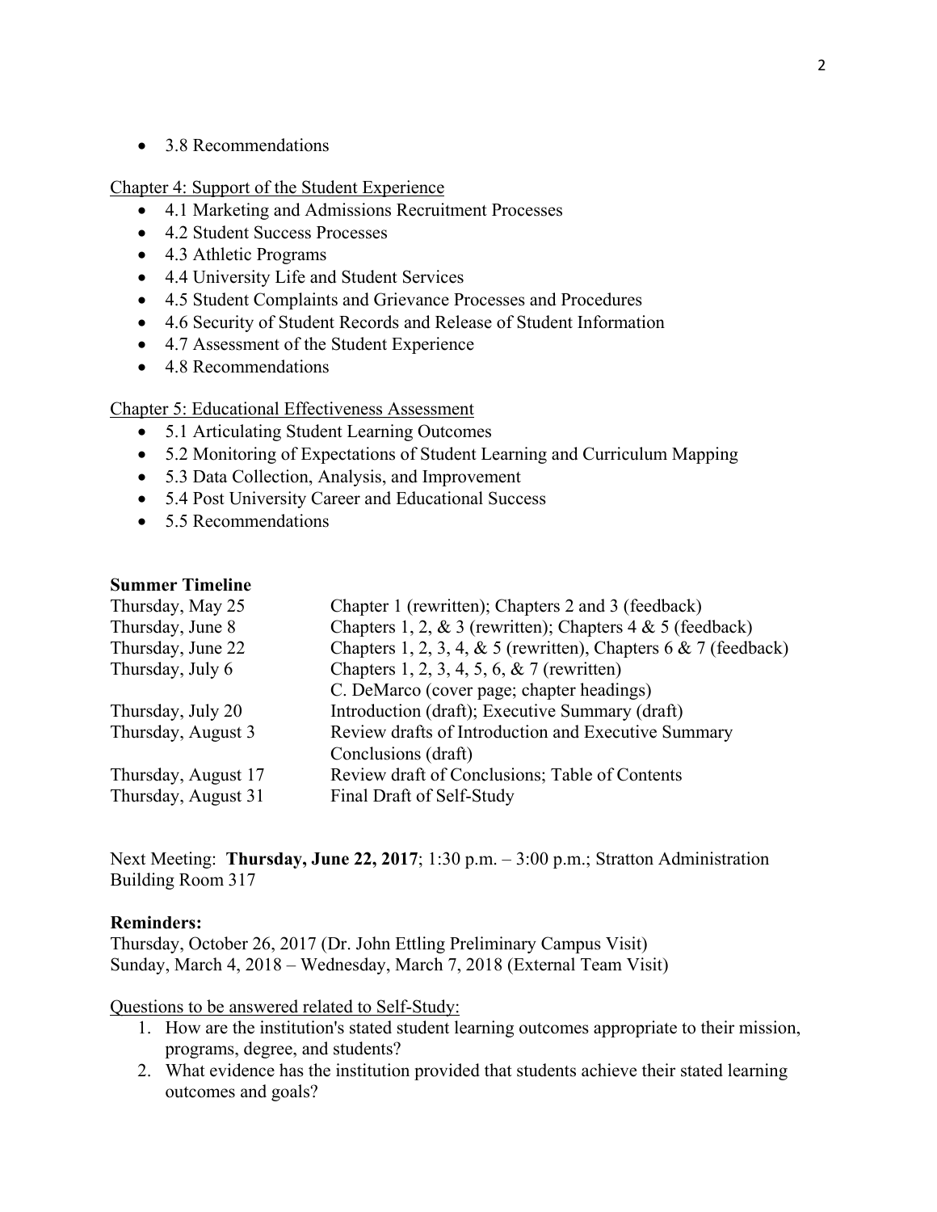- 3.8 Recommendations

Chapter 4: Support of the Student Experience

- 4.1 Marketing and Admissions Recruitment Processes
- 4.2 Student Success Processes
- 4.3 Athletic Programs
- 4.4 University Life and Student Services
- 4.5 Student Complaints and Grievance Processes and Procedures
- 4.6 Security of Student Records and Release of Student Information
- 4.7 Assessment of the Student Experience
- 4.8 Recommendations

Chapter 5: Educational Effectiveness Assessment

- 5.1 Articulating Student Learning Outcomes
- 5.2 Monitoring of Expectations of Student Learning and Curriculum Mapping
- 5.3 Data Collection, Analysis, and Improvement
- 5.4 Post University Career and Educational Success
- 5.5 Recommendations

**Summer Timeline**

| | |
|---|---|
| Thursday, May 25 | Chapter 1 (rewritten); Chapters 2 and 3 (feedback) |
| Thursday, June 8 | Chapters 1, 2, & 3 (rewritten); Chapters 4 & 5 (feedback) |
| Thursday, June 22 | Chapters 1, 2, 3, 4, & 5 (rewritten), Chapters 6 & 7 (feedback) |
| Thursday, July 6 | Chapters 1, 2, 3, 4, 5, 6, & 7 (rewritten)<br>C. DeMarco (cover page; chapter headings) |
| Thursday, July 20 | Introduction (draft); Executive Summary (draft) |
| Thursday, August 3 | Review drafts of Introduction and Executive Summary<br>Conclusions (draft) |
| Thursday, August 17 | Review draft of Conclusions; Table of Contents |
| Thursday, August 31 | Final Draft of Self-Study |

Next Meeting: **Thursday, June 22, 2017**; 1:30 p.m. – 3:00 p.m.; Stratton Administration Building Room 317

**Reminders:**

Thursday, October 26, 2017 (Dr. John Ettling Preliminary Campus Visit)
Sunday, March 4, 2018 – Wednesday, March 7, 2018 (External Team Visit)

Questions to be answered related to Self-Study:

1. How are the institution's stated student learning outcomes appropriate to their mission, programs, degree, and students?
2. What evidence has the institution provided that students achieve their stated learning outcomes and goals?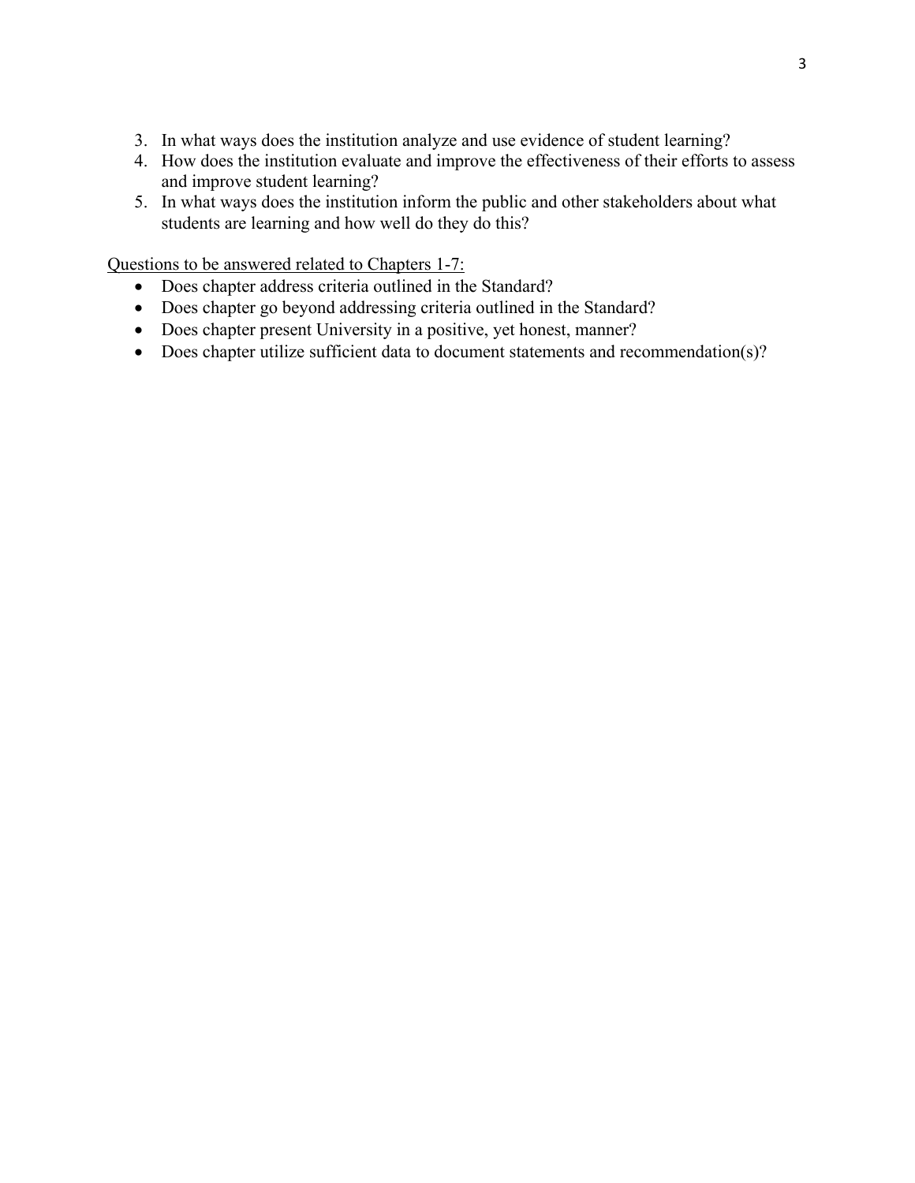3. In what ways does the institution analyze and use evidence of student learning?
4. How does the institution evaluate and improve the effectiveness of their efforts to assess and improve student learning?
5. In what ways does the institution inform the public and other stakeholders about what students are learning and how well do they do this?

<u>Questions to be answered related to Chapters 1-7:</u>

- Does chapter address criteria outlined in the Standard?
- Does chapter go beyond addressing criteria outlined in the Standard?
- Does chapter present University in a positive, yet honest, manner?
- Does chapter utilize sufficient data to document statements and recommendation(s)?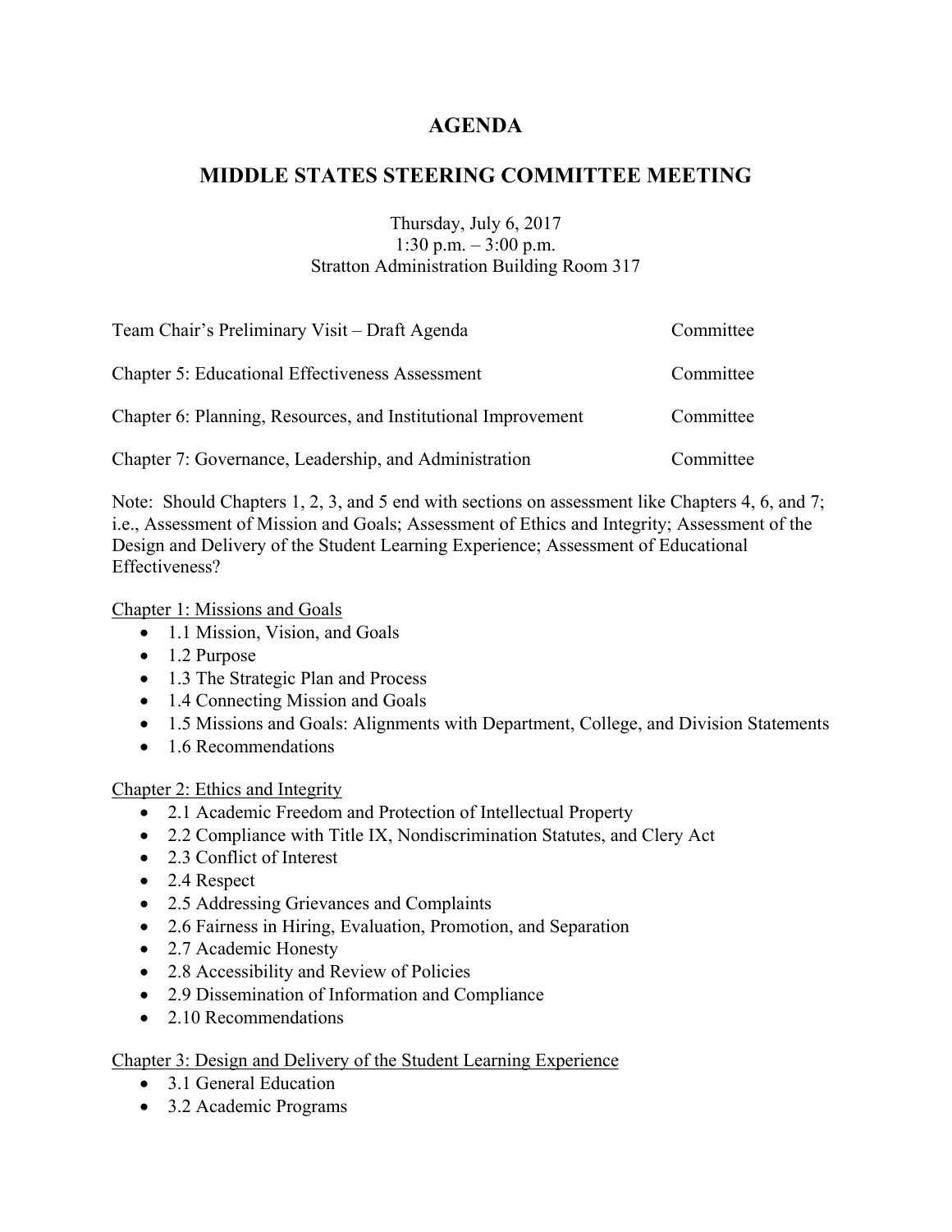# AGENDA

## MIDDLE STATES STEERING COMMITTEE MEETING

Thursday, July 6, 2017
1:30 p.m. – 3:00 p.m.
Stratton Administration Building Room 317

| | |
|---|---|
| Team Chair's Preliminary Visit – Draft Agenda | Committee |
| Chapter 5: Educational Effectiveness Assessment | Committee |
| Chapter 6: Planning, Resources, and Institutional Improvement | Committee |
| Chapter 7: Governance, Leadership, and Administration | Committee |

Note: Should Chapters 1, 2, 3, and 5 end with sections on assessment like Chapters 4, 6, and 7; i.e., Assessment of Mission and Goals; Assessment of Ethics and Integrity; Assessment of the Design and Delivery of the Student Learning Experience; Assessment of Educational Effectiveness?

Chapter 1: Missions and Goals

- 1.1 Mission, Vision, and Goals
- 1.2 Purpose
- 1.3 The Strategic Plan and Process
- 1.4 Connecting Mission and Goals
- 1.5 Missions and Goals: Alignments with Department, College, and Division Statements
- 1.6 Recommendations

Chapter 2: Ethics and Integrity

- 2.1 Academic Freedom and Protection of Intellectual Property
- 2.2 Compliance with Title IX, Nondiscrimination Statutes, and Clery Act
- 2.3 Conflict of Interest
- 2.4 Respect
- 2.5 Addressing Grievances and Complaints
- 2.6 Fairness in Hiring, Evaluation, Promotion, and Separation
- 2.7 Academic Honesty
- 2.8 Accessibility and Review of Policies
- 2.9 Dissemination of Information and Compliance
- 2.10 Recommendations

Chapter 3: Design and Delivery of the Student Learning Experience

- 3.1 General Education
- 3.2 Academic Programs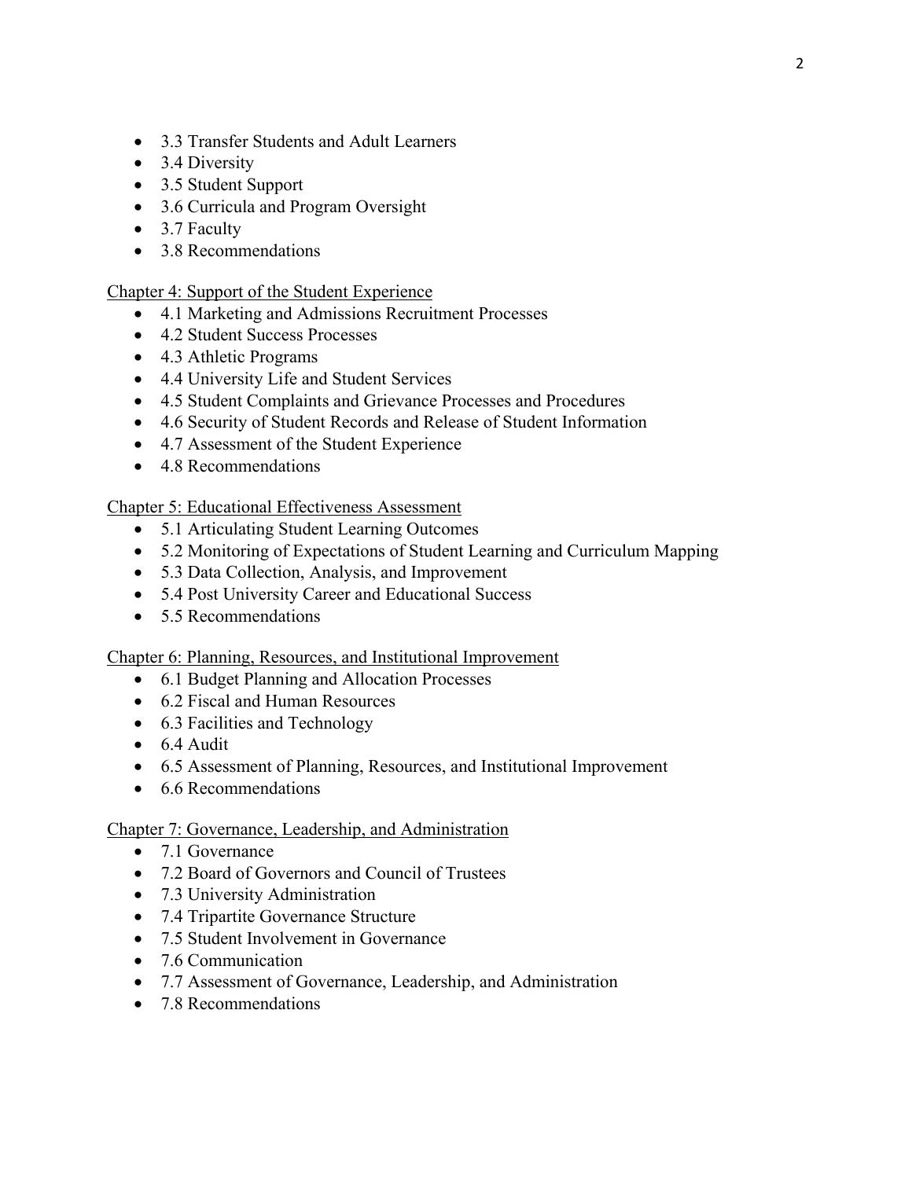- 3.3 Transfer Students and Adult Learners
- 3.4 Diversity
- 3.5 Student Support
- 3.6 Curricula and Program Oversight
- 3.7 Faculty
- 3.8 Recommendations

Chapter 4: Support of the Student Experience

- 4.1 Marketing and Admissions Recruitment Processes
- 4.2 Student Success Processes
- 4.3 Athletic Programs
- 4.4 University Life and Student Services
- 4.5 Student Complaints and Grievance Processes and Procedures
- 4.6 Security of Student Records and Release of Student Information
- 4.7 Assessment of the Student Experience
- 4.8 Recommendations

Chapter 5: Educational Effectiveness Assessment

- 5.1 Articulating Student Learning Outcomes
- 5.2 Monitoring of Expectations of Student Learning and Curriculum Mapping
- 5.3 Data Collection, Analysis, and Improvement
- 5.4 Post University Career and Educational Success
- 5.5 Recommendations

Chapter 6: Planning, Resources, and Institutional Improvement

- 6.1 Budget Planning and Allocation Processes
- 6.2 Fiscal and Human Resources
- 6.3 Facilities and Technology
- 6.4 Audit
- 6.5 Assessment of Planning, Resources, and Institutional Improvement
- 6.6 Recommendations

Chapter 7: Governance, Leadership, and Administration

- 7.1 Governance
- 7.2 Board of Governors and Council of Trustees
- 7.3 University Administration
- 7.4 Tripartite Governance Structure
- 7.5 Student Involvement in Governance
- 7.6 Communication
- 7.7 Assessment of Governance, Leadership, and Administration
- 7.8 Recommendations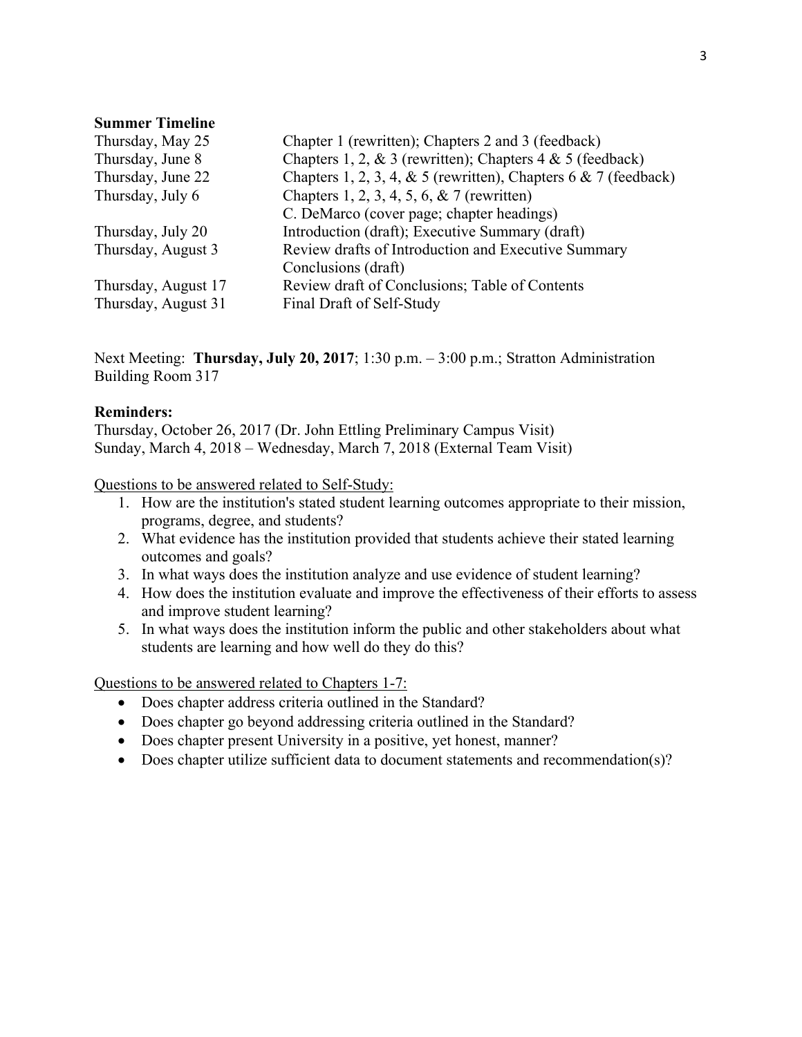**Summer Timeline**

| | |
|---|---|
| Thursday, May 25 | Chapter 1 (rewritten); Chapters 2 and 3 (feedback) |
| Thursday, June 8 | Chapters 1, 2, & 3 (rewritten); Chapters 4 & 5 (feedback) |
| Thursday, June 22 | Chapters 1, 2, 3, 4, & 5 (rewritten), Chapters 6 & 7 (feedback) |
| Thursday, July 6 | Chapters 1, 2, 3, 4, 5, 6, & 7 (rewritten)<br>C. DeMarco (cover page; chapter headings) |
| Thursday, July 20 | Introduction (draft); Executive Summary (draft) |
| Thursday, August 3 | Review drafts of Introduction and Executive Summary<br>Conclusions (draft) |
| Thursday, August 17 | Review draft of Conclusions; Table of Contents |
| Thursday, August 31 | Final Draft of Self-Study |

Next Meeting: **Thursday, July 20, 2017**; 1:30 p.m. – 3:00 p.m.; Stratton Administration Building Room 317

**Reminders:**
Thursday, October 26, 2017 (Dr. John Ettling Preliminary Campus Visit)
Sunday, March 4, 2018 – Wednesday, March 7, 2018 (External Team Visit)

<u>Questions to be answered related to Self-Study:</u>

1. How are the institution's stated student learning outcomes appropriate to their mission, programs, degree, and students?
2. What evidence has the institution provided that students achieve their stated learning outcomes and goals?
3. In what ways does the institution analyze and use evidence of student learning?
4. How does the institution evaluate and improve the effectiveness of their efforts to assess and improve student learning?
5. In what ways does the institution inform the public and other stakeholders about what students are learning and how well do they do this?

<u>Questions to be answered related to Chapters 1-7:</u>

- Does chapter address criteria outlined in the Standard?
- Does chapter go beyond addressing criteria outlined in the Standard?
- Does chapter present University in a positive, yet honest, manner?
- Does chapter utilize sufficient data to document statements and recommendation(s)?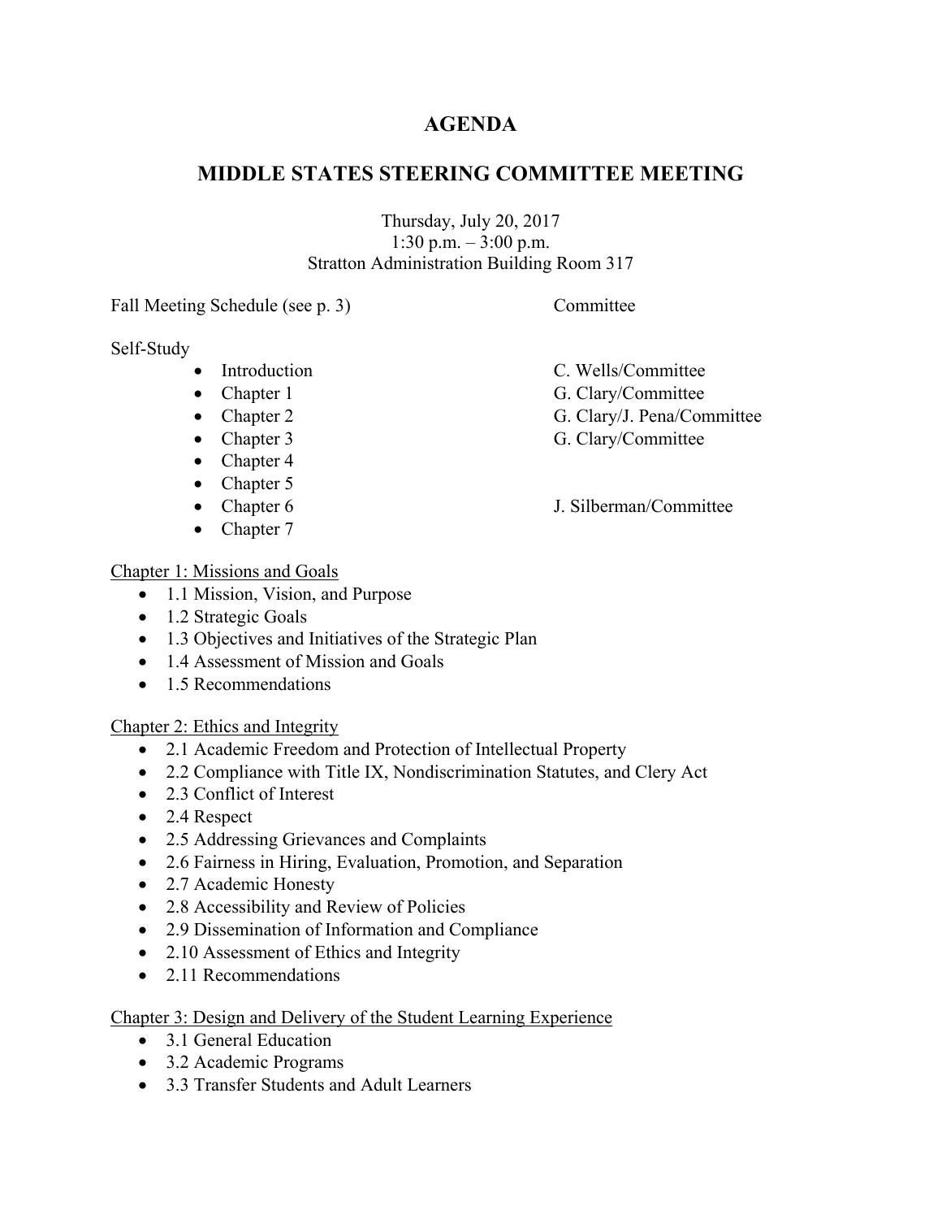# AGENDA

## MIDDLE STATES STEERING COMMITTEE MEETING

Thursday, July 20, 2017
1:30 p.m. – 3:00 p.m.
Stratton Administration Building Room 317

| | |
|---|---|
| Fall Meeting Schedule (see p. 3) | Committee |
| Self-Study | |
| • Introduction | C. Wells/Committee |
| • Chapter 1 | G. Clary/Committee |
| • Chapter 2 | G. Clary/J. Pena/Committee |
| • Chapter 3 | G. Clary/Committee |
| • Chapter 4 | |
| • Chapter 5 | |
| • Chapter 6 | J. Silberman/Committee |
| • Chapter 7 | |

<u>Chapter 1: Missions and Goals</u>

- 1.1 Mission, Vision, and Purpose
- 1.2 Strategic Goals
- 1.3 Objectives and Initiatives of the Strategic Plan
- 1.4 Assessment of Mission and Goals
- 1.5 Recommendations

<u>Chapter 2: Ethics and Integrity</u>

- 2.1 Academic Freedom and Protection of Intellectual Property
- 2.2 Compliance with Title IX, Nondiscrimination Statutes, and Clery Act
- 2.3 Conflict of Interest
- 2.4 Respect
- 2.5 Addressing Grievances and Complaints
- 2.6 Fairness in Hiring, Evaluation, Promotion, and Separation
- 2.7 Academic Honesty
- 2.8 Accessibility and Review of Policies
- 2.9 Dissemination of Information and Compliance
- 2.10 Assessment of Ethics and Integrity
- 2.11 Recommendations

<u>Chapter 3: Design and Delivery of the Student Learning Experience</u>

- 3.1 General Education
- 3.2 Academic Programs
- 3.3 Transfer Students and Adult Learners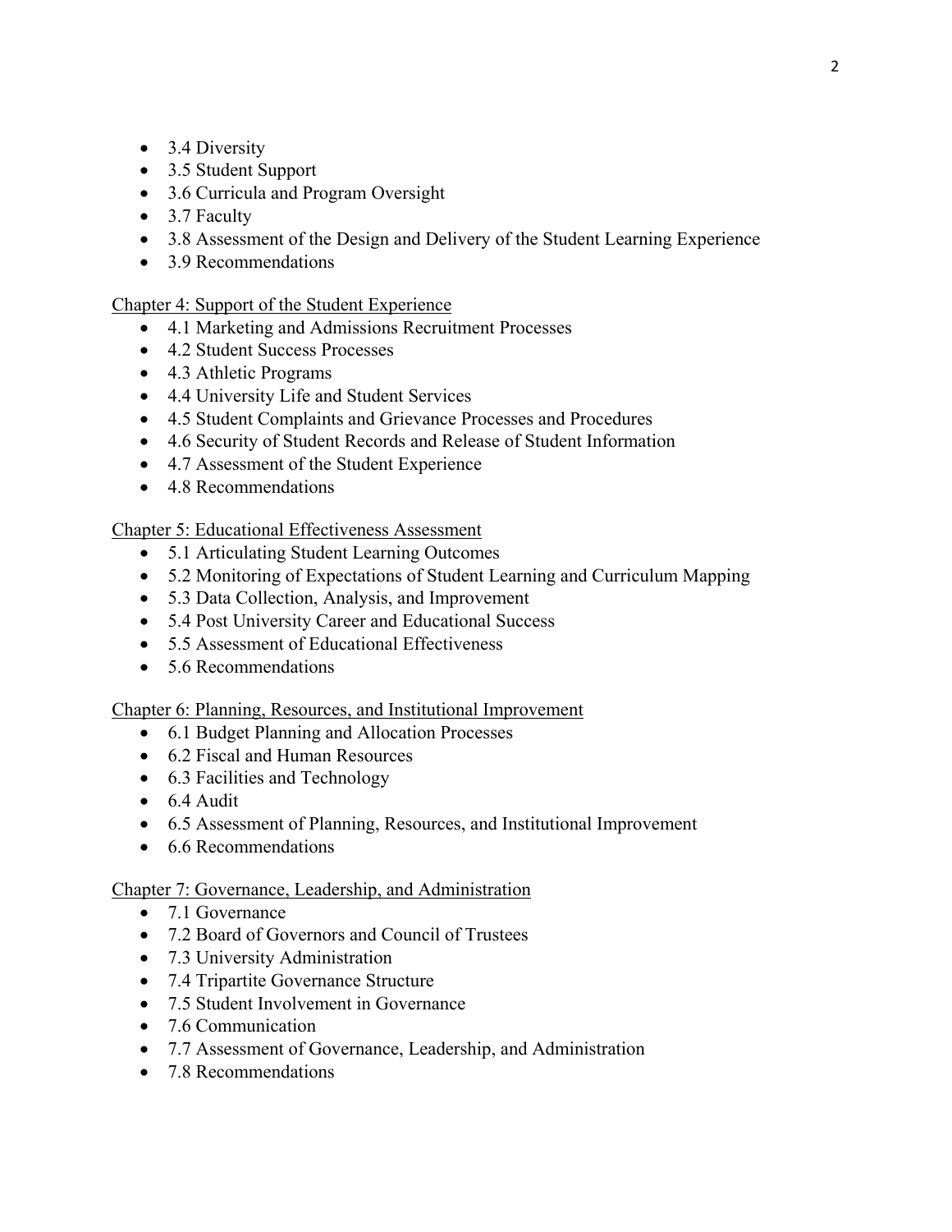- 3.4 Diversity
- 3.5 Student Support
- 3.6 Curricula and Program Oversight
- 3.7 Faculty
- 3.8 Assessment of the Design and Delivery of the Student Learning Experience
- 3.9 Recommendations

Chapter 4: Support of the Student Experience

- 4.1 Marketing and Admissions Recruitment Processes
- 4.2 Student Success Processes
- 4.3 Athletic Programs
- 4.4 University Life and Student Services
- 4.5 Student Complaints and Grievance Processes and Procedures
- 4.6 Security of Student Records and Release of Student Information
- 4.7 Assessment of the Student Experience
- 4.8 Recommendations

Chapter 5: Educational Effectiveness Assessment

- 5.1 Articulating Student Learning Outcomes
- 5.2 Monitoring of Expectations of Student Learning and Curriculum Mapping
- 5.3 Data Collection, Analysis, and Improvement
- 5.4 Post University Career and Educational Success
- 5.5 Assessment of Educational Effectiveness
- 5.6 Recommendations

Chapter 6: Planning, Resources, and Institutional Improvement

- 6.1 Budget Planning and Allocation Processes
- 6.2 Fiscal and Human Resources
- 6.3 Facilities and Technology
- 6.4 Audit
- 6.5 Assessment of Planning, Resources, and Institutional Improvement
- 6.6 Recommendations

Chapter 7: Governance, Leadership, and Administration

- 7.1 Governance
- 7.2 Board of Governors and Council of Trustees
- 7.3 University Administration
- 7.4 Tripartite Governance Structure
- 7.5 Student Involvement in Governance
- 7.6 Communication
- 7.7 Assessment of Governance, Leadership, and Administration
- 7.8 Recommendations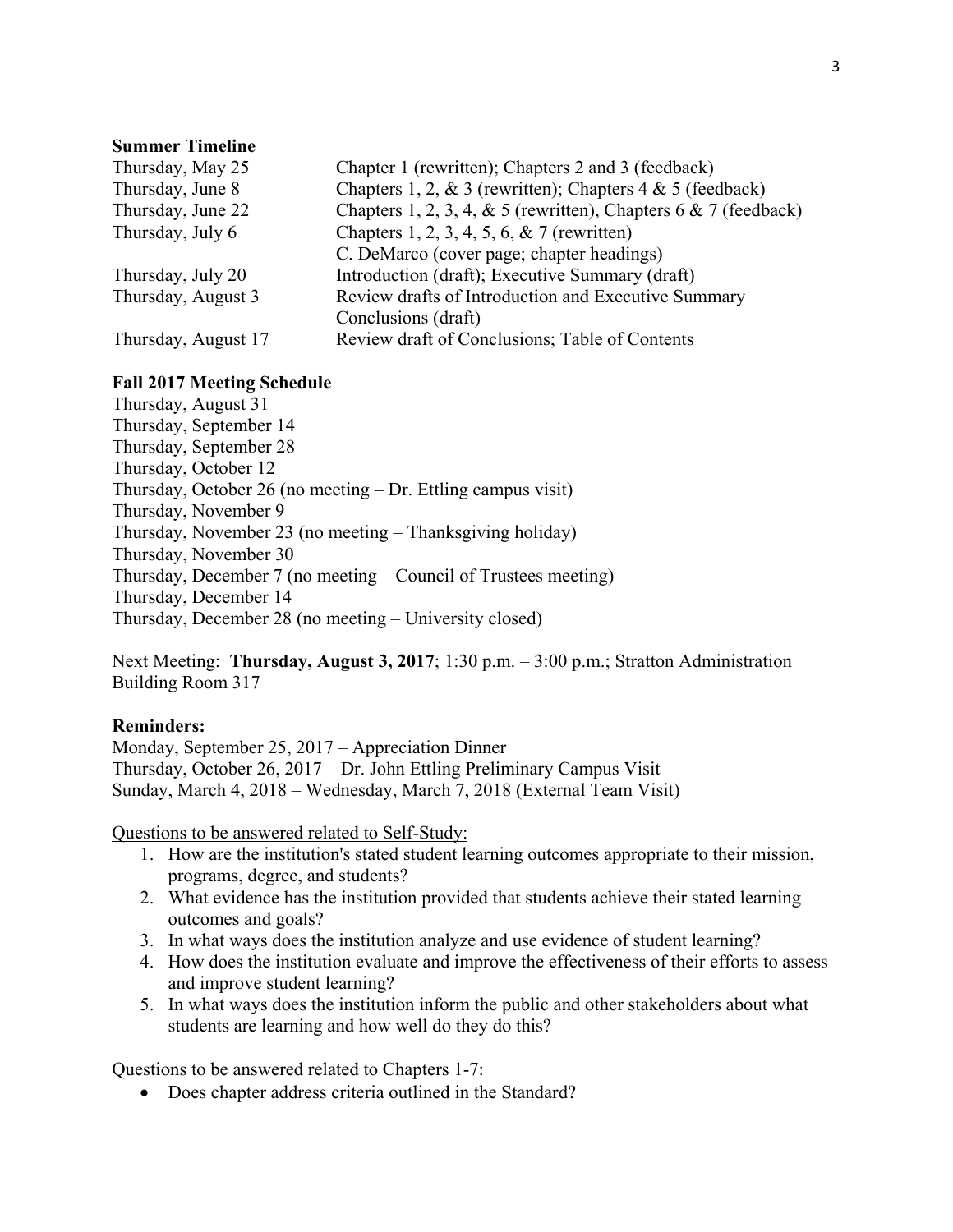**Summer Timeline**

| | |
|---|---|
| Thursday, May 25 | Chapter 1 (rewritten); Chapters 2 and 3 (feedback) |
| Thursday, June 8 | Chapters 1, 2, & 3 (rewritten); Chapters 4 & 5 (feedback) |
| Thursday, June 22 | Chapters 1, 2, 3, 4, & 5 (rewritten), Chapters 6 & 7 (feedback) |
| Thursday, July 6 | Chapters 1, 2, 3, 4, 5, 6, & 7 (rewritten)<br>C. DeMarco (cover page; chapter headings) |
| Thursday, July 20 | Introduction (draft); Executive Summary (draft) |
| Thursday, August 3 | Review drafts of Introduction and Executive Summary<br>Conclusions (draft) |
| Thursday, August 17 | Review draft of Conclusions; Table of Contents |

**Fall 2017 Meeting Schedule**

Thursday, August 31
Thursday, September 14
Thursday, September 28
Thursday, October 12
Thursday, October 26 (no meeting – Dr. Ettling campus visit)
Thursday, November 9
Thursday, November 23 (no meeting – Thanksgiving holiday)
Thursday, November 30
Thursday, December 7 (no meeting – Council of Trustees meeting)
Thursday, December 14
Thursday, December 28 (no meeting – University closed)

Next Meeting: **Thursday, August 3, 2017**; 1:30 p.m. – 3:00 p.m.; Stratton Administration Building Room 317

**Reminders:**

Monday, September 25, 2017 – Appreciation Dinner
Thursday, October 26, 2017 – Dr. John Ettling Preliminary Campus Visit
Sunday, March 4, 2018 – Wednesday, March 7, 2018 (External Team Visit)

Questions to be answered related to Self-Study:

1. How are the institution's stated student learning outcomes appropriate to their mission, programs, degree, and students?
2. What evidence has the institution provided that students achieve their stated learning outcomes and goals?
3. In what ways does the institution analyze and use evidence of student learning?
4. How does the institution evaluate and improve the effectiveness of their efforts to assess and improve student learning?
5. In what ways does the institution inform the public and other stakeholders about what students are learning and how well do they do this?

Questions to be answered related to Chapters 1-7:

- Does chapter address criteria outlined in the Standard?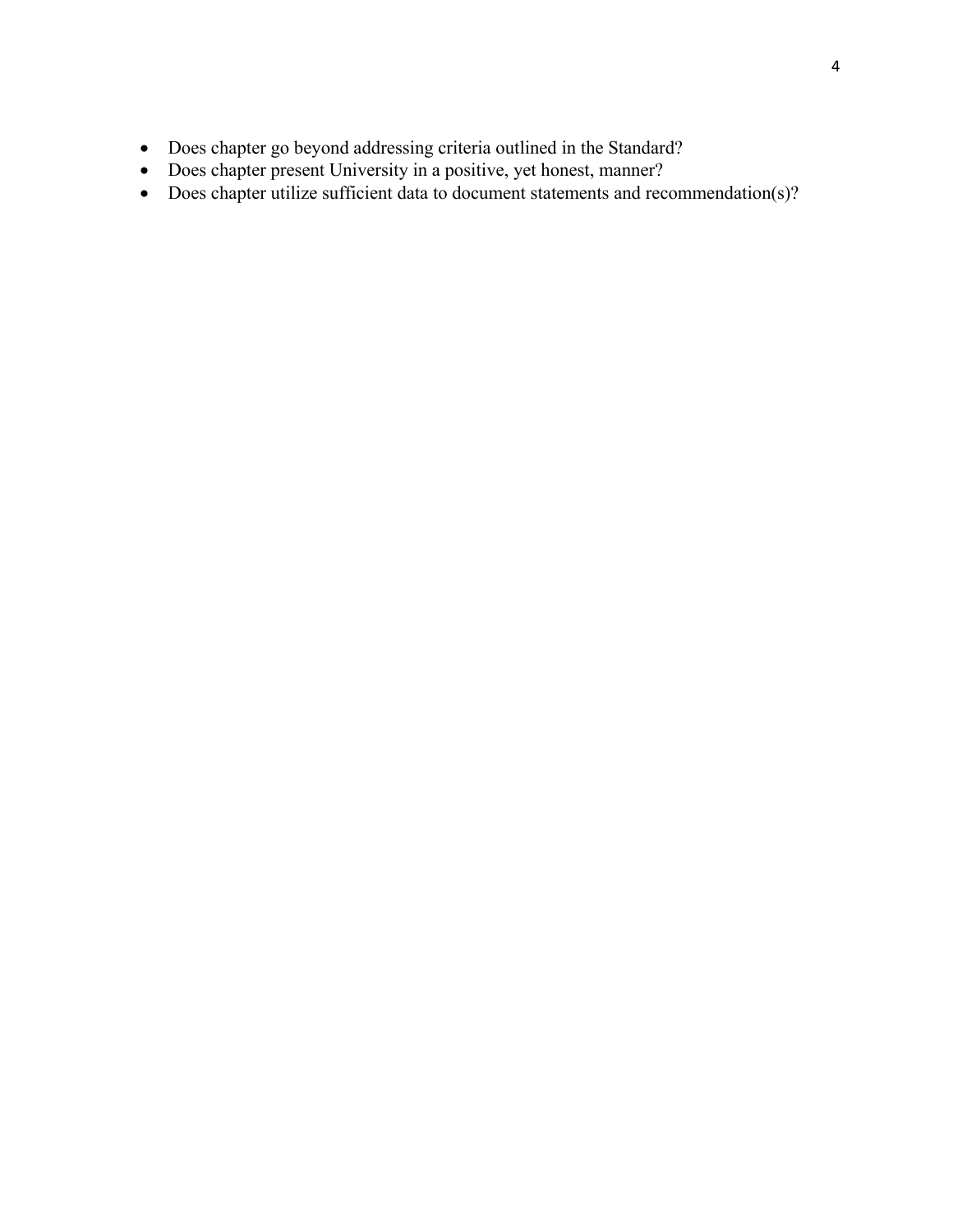- Does chapter go beyond addressing criteria outlined in the Standard?
- Does chapter present University in a positive, yet honest, manner?
- Does chapter utilize sufficient data to document statements and recommendation(s)?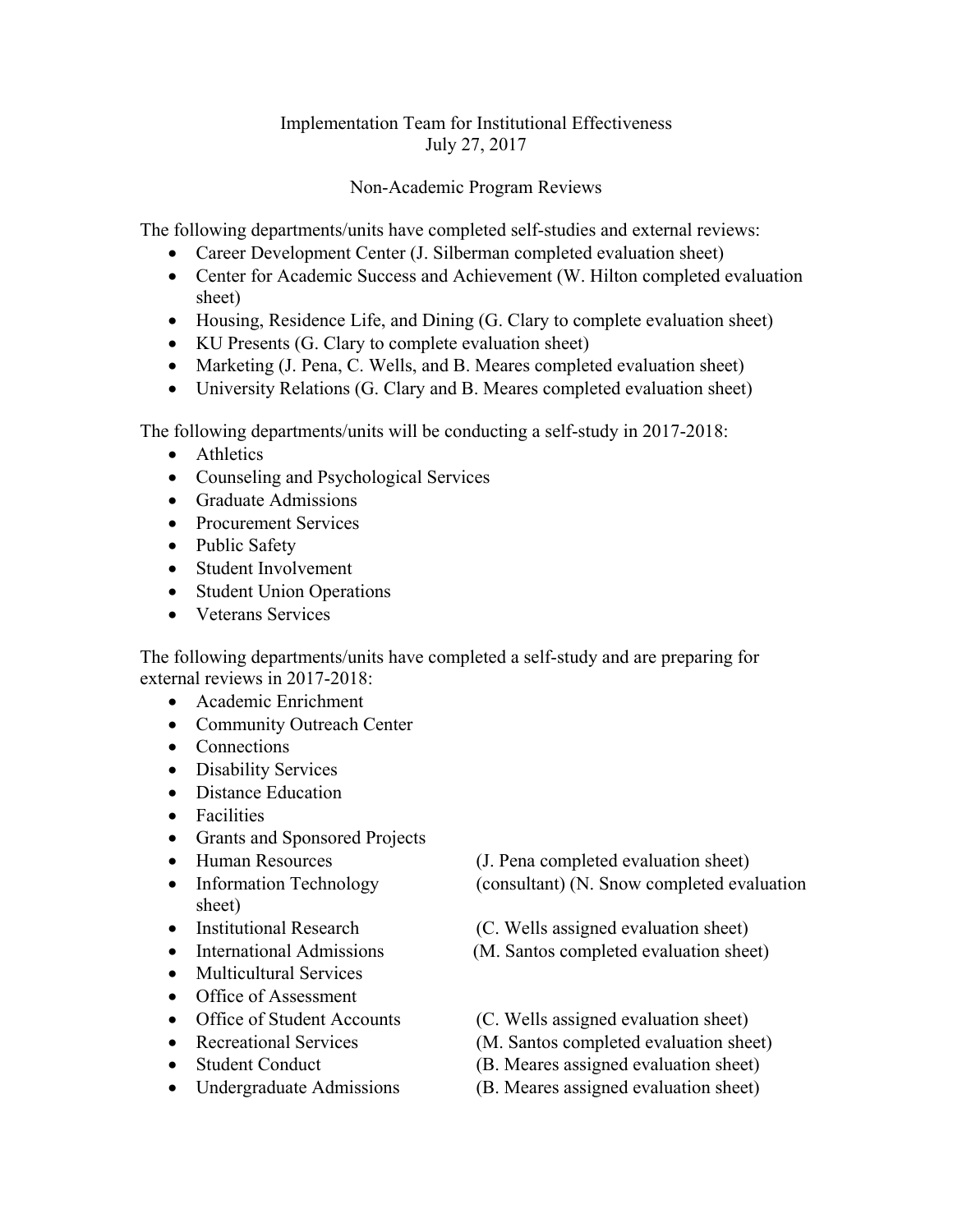Implementation Team for Institutional Effectiveness
July 27, 2017

Non-Academic Program Reviews

The following departments/units have completed self-studies and external reviews:

- Career Development Center (J. Silberman completed evaluation sheet)
- Center for Academic Success and Achievement (W. Hilton completed evaluation sheet)
- Housing, Residence Life, and Dining (G. Clary to complete evaluation sheet)
- KU Presents (G. Clary to complete evaluation sheet)
- Marketing (J. Pena, C. Wells, and B. Meares completed evaluation sheet)
- University Relations (G. Clary and B. Meares completed evaluation sheet)

The following departments/units will be conducting a self-study in 2017-2018:

- Athletics
- Counseling and Psychological Services
- Graduate Admissions
- Procurement Services
- Public Safety
- Student Involvement
- Student Union Operations
- Veterans Services

The following departments/units have completed a self-study and are preparing for external reviews in 2017-2018:

- Academic Enrichment
- Community Outreach Center
- Connections
- Disability Services
- Distance Education
- Facilities
- Grants and Sponsored Projects
- Human Resources (J. Pena completed evaluation sheet)
- Information Technology (consultant) (N. Snow completed evaluation sheet)
- Institutional Research (C. Wells assigned evaluation sheet)
- International Admissions (M. Santos completed evaluation sheet)
- Multicultural Services
- Office of Assessment
- Office of Student Accounts (C. Wells assigned evaluation sheet)
- Recreational Services (M. Santos completed evaluation sheet)
- Student Conduct (B. Meares assigned evaluation sheet)
- Undergraduate Admissions (B. Meares assigned evaluation sheet)